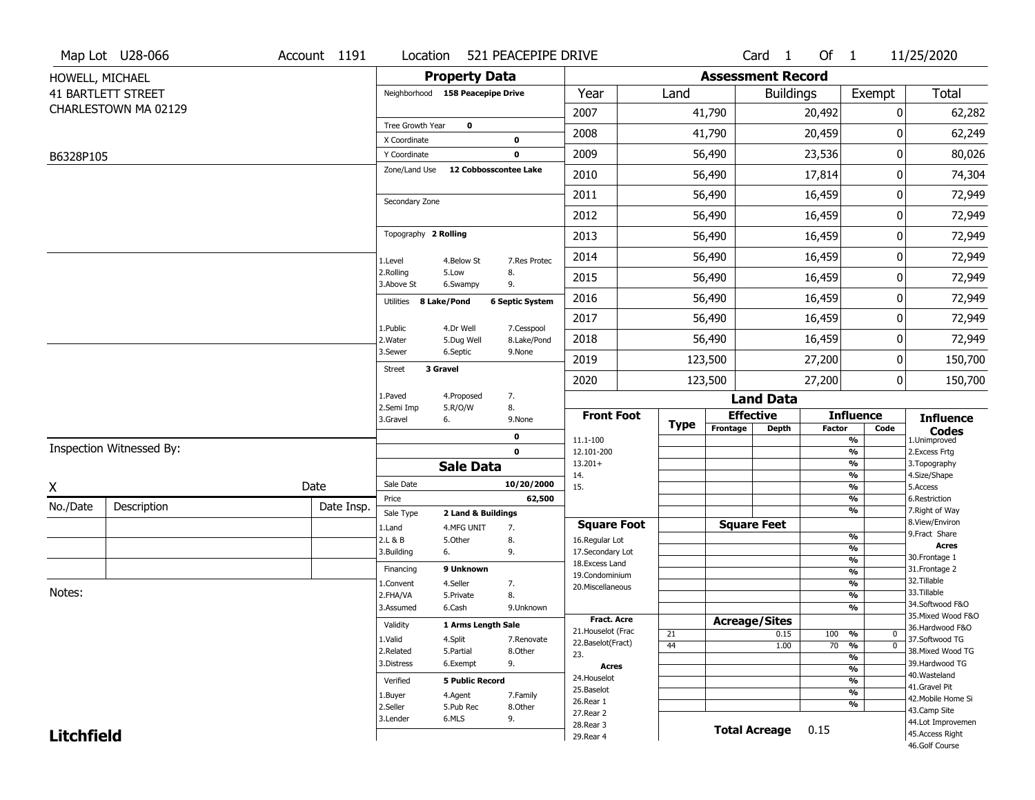Map Lot U28-066 | Account 1191 | Location 521 PEACEPIPE DRIVE | Card 1 Of 1 | 11/25/2020

HOWELL, MICHAEL
41 BARTLETT STREET
CHARLESTOWN MA 02129

B6328P105

## Property Data

Neighborhood **158 Peacepipe Drive**

Tree Growth Year **0**
X Coordinate **0**
Y Coordinate **0**
Zone/Land Use **12 Cobbosscontee Lake**

Secondary Zone

Topography **2 Rolling**

1.Level 4.Below St 7.Res Protec
2.Rolling 5.Low 8.
3.Above St 6.Swampy 9.

Utilities **8 Lake/Pond** **6 Septic System**

1.Public 4.Dr Well 7.Cesspool
2.Water 5.Dug Well 8.Lake/Pond
3.Sewer 6.Septic 9.None

Street **3 Gravel**

1.Paved 4.Proposed 7.
2.Semi Imp 5.R/O/W 8.
3.Gravel 6. 9.None

**0**
**0**

## Sale Data

Sale Date **10/20/2000**
Price **62,500**
Sale Type **2 Land & Buildings**

1.Land 4.MFG UNIT 7.
2.L & B 5.Other 8.
3.Building 6. 9.

Financing **9 Unknown**

1.Convent 4.Seller 7.
2.FHA/VA 5.Private 8.
3.Assumed 6.Cash 9.Unknown

Validity **1 Arms Length Sale**

1.Valid 4.Split 7.Renovate
2.Related 5.Partial 8.Other
3.Distress 6.Exempt 9.

Verified **5 Public Record**

1.Buyer 4.Agent 7.Family
2.Seller 5.Pub Rec 8.Other
3.Lender 6.MLS 9.

## Assessment Record

| Year | Land | Buildings | Exempt | Total |
|---|---|---|---|---|
| 2007 | 41,790 | 20,492 | 0 | 62,282 |
| 2008 | 41,790 | 20,459 | 0 | 62,249 |
| 2009 | 56,490 | 23,536 | 0 | 80,026 |
| 2010 | 56,490 | 17,814 | 0 | 74,304 |
| 2011 | 56,490 | 16,459 | 0 | 72,949 |
| 2012 | 56,490 | 16,459 | 0 | 72,949 |
| 2013 | 56,490 | 16,459 | 0 | 72,949 |
| 2014 | 56,490 | 16,459 | 0 | 72,949 |
| 2015 | 56,490 | 16,459 | 0 | 72,949 |
| 2016 | 56,490 | 16,459 | 0 | 72,949 |
| 2017 | 56,490 | 16,459 | 0 | 72,949 |
| 2018 | 56,490 | 16,459 | 0 | 72,949 |
| 2019 | 123,500 | 27,200 | 0 | 150,700 |
| 2020 | 123,500 | 27,200 | 0 | 150,700 |

## Land Data

| Front Foot | Type | Effective Frontage | Effective Depth | Influence Factor | Influence Code |
|---|---|---|---|---|---|
| 11.1-100 | | | | % | |
| 12.101-200 | | | | % | |
| 13.201+ | | | | % | |
| 14. | | | | % | |
| 15. | | | | % | |
| | | | | % | |
| | | | | % | |
| **Square Foot** | | **Square Feet** | | | |
| 16.Regular Lot | | | | % | |
| 17.Secondary Lot | | | | % | |
| 18.Excess Land | | | | % | |
| 19.Condominium | | | | % | |
| 20.Miscellaneous | | | | % | |
| | | | | % | |
| | | | | % | |
| **Fract. Acre** | | **Acreage/Sites** | | | |
| 21.Houselot (Frac | 21 | | 0.15 | 100 % | 0 |
| 22.Baselot(Fract) | 44 | | 1.00 | 70 % | 0 |
| 23. | | | | % | |
| **Acres** | | | | % | |
| 24.Houselot | | | | % | |
| 25.Baselot | | | | % | |
| 26.Rear 1 | | | | % | |
| 27.Rear 2 | | | | | |
| 28.Rear 3 | | | | | |
| 29.Rear 4 | | | | | |

**Total Acreage** 0.15

**Influence Codes**
1.Unimproved
2.Excess Frtg
3.Topography
4.Size/Shape
5.Access
6.Restriction
7.Right of Way
8.View/Environ
9.Fract Share

**Acres**
30.Frontage 1
31.Frontage 2
32.Tillable
33.Tillable
34.Softwood F&O
35.Mixed Wood F&O
36.Hardwood F&O
37.Softwood TG
38.Mixed Wood TG
39.Hardwood TG
40.Wasteland
41.Gravel Pit
42.Mobile Home Si
43.Camp Site
44.Lot Improvemen
45.Access Right
46.Golf Course

Inspection Witnessed By:

X ______________________ Date

| No./Date | Description | Date Insp. |
|---|---|---|
| | | |
| | | |
| | | |

Notes:

**Litchfield**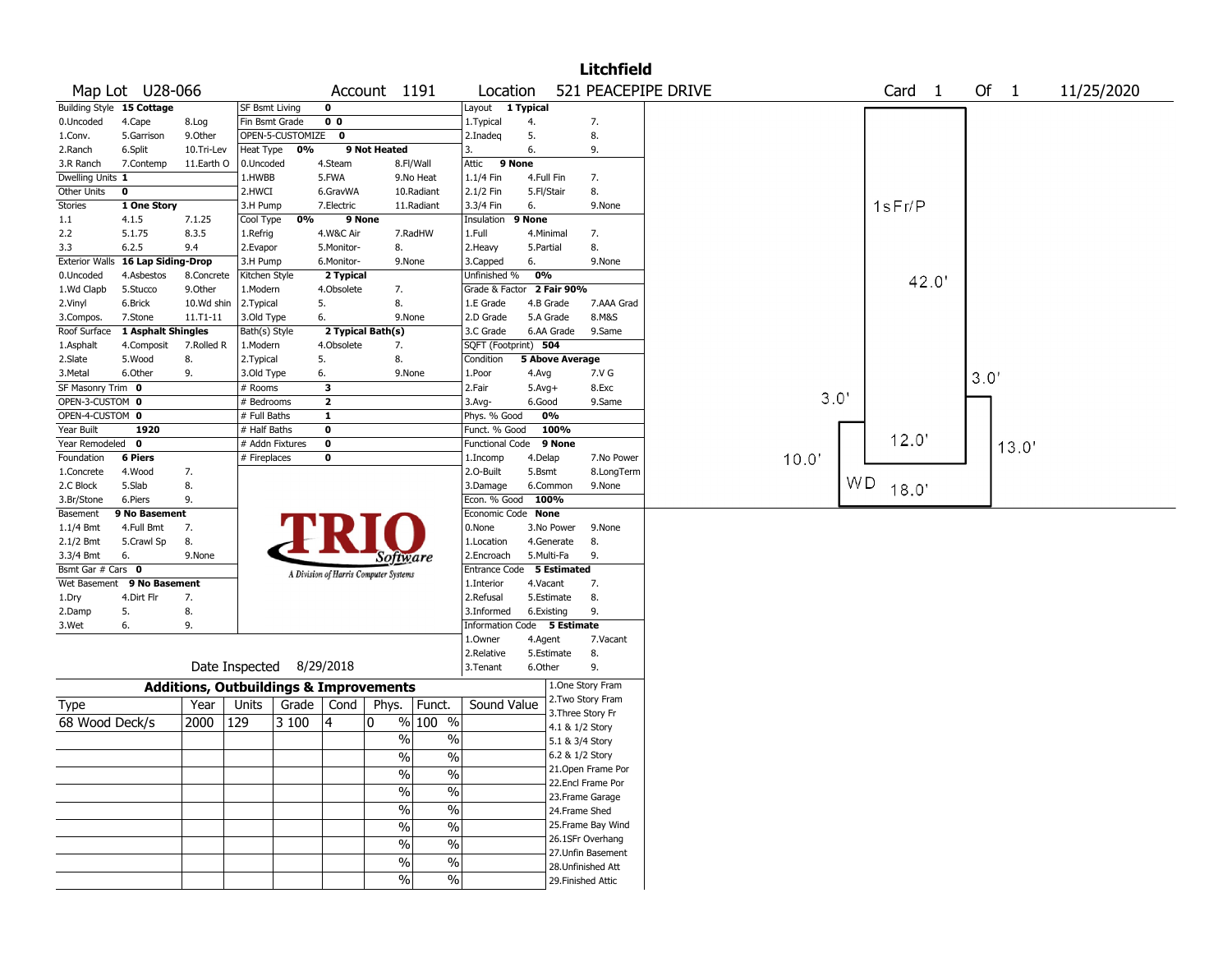# Litchfield

| Map Lot | U28-066 | Account | 1191 | Location | 521 PEACEPIPE DRIVE | Card | 1 | Of | 1 | 11/25/2020 |
|---|---|---|---|---|---|---|---|---|---|---|

| Building Style | 15 Cottage | | SF Bsmt Living | 0 | | | Layout | 1 Typical | |
|---|---|---|---|---|---|---|---|---|---|
| 0.Uncoded | 4.Cape | 8.Log | Fin Bsmt Grade | 0 0 | | | 1.Typical | 4. | 7. |
| 1.Conv. | 5.Garrison | 9.Other | OPEN-5-CUSTOMIZE | 0 | | | 2.Inadeq | 5. | 8. |
| 2.Ranch | 6.Split | 10.Tri-Lev | Heat Type | 0% | 9 Not Heated | | 3. | 6. | 9. |
| 3.R Ranch | 7.Contemp | 11.Earth O | 0.Uncoded | 4.Steam | 8.Fl/Wall | | Attic | 9 None | |
| Dwelling Units | 1 | | 1.HWBB | 5.FWA | 9.No Heat | | 1.1/4 Fin | 4.Full Fin | 7. |
| Other Units | 0 | | 2.HWCI | 6.GravWA | 10.Radiant | | 2.1/2 Fin | 5.Fl/Stair | 8. |
| Stories | 1 One Story | | 3.H Pump | 7.Electric | 11.Radiant | | 3.3/4 Fin | 6. | 9.None |
| 1.1 | 4.1.5 | 7.1.25 | Cool Type | 0% | 9 None | | Insulation | 9 None | |
| 2.2 | 5.1.75 | 8.3.5 | 1.Refrig | 4.W&C Air | 7.RadHW | | 1.Full | 4.Minimal | 7. |
| 3.3 | 6.2.5 | 9.4 | 2.Evapor | 5.Monitor- | 8. | | 2.Heavy | 5.Partial | 8. |
| Exterior Walls | 16 Lap Siding-Drop | | 3.H Pump | 6.Monitor- | 9.None | | 3.Capped | 6. | 9.None |
| 0.Uncoded | 4.Asbestos | 8.Concrete | Kitchen Style | 2 Typical | | | Unfinished % | 0% | |
| 1.Wd Clapb | 5.Stucco | 9.Other | 1.Modern | 4.Obsolete | 7. | | Grade & Factor | 2 Fair 90% | |
| 2.Vinyl | 6.Brick | 10.Wd shin | 2.Typical | 5. | 8. | | 1.E Grade | 4.B Grade | 7.AAA Grad |
| 3.Compos. | 7.Stone | 11.T1-11 | 3.Old Type | 6. | 9.None | | 2.D Grade | 5.A Grade | 8.M&S |
| Roof Surface | 1 Asphalt Shingles | | Bath(s) Style | 2 Typical Bath(s) | | | 3.C Grade | 6.AA Grade | 9.Same |
| 1.Asphalt | 4.Composit | 7.Rolled R | 1.Modern | 4.Obsolete | 7. | | SQFT (Footprint) | 504 | |
| 2.Slate | 5.Wood | 8. | 2.Typical | 5. | 8. | | Condition | 5 Above Average | |
| 3.Metal | 6.Other | 9. | 3.Old Type | 6. | 9.None | | 1.Poor | 4.Avg | 7.V G |
| SF Masonry Trim | 0 | | # Rooms | 3 | | | 2.Fair | 5.Avg+ | 8.Exc |
| OPEN-3-CUSTOM | 0 | | # Bedrooms | 2 | | | 3.Avg- | 6.Good | 9.Same |
| OPEN-4-CUSTOM | 0 | | # Full Baths | 1 | | | Phys. % Good | 0% | |
| Year Built | 1920 | | # Half Baths | 0 | | | Funct. % Good | 100% | |
| Year Remodeled | 0 | | # Addn Fixtures | 0 | | | Functional Code | 9 None | |
| Foundation | 6 Piers | | # Fireplaces | 0 | | | 1.Incomp | 4.Delap | 7.No Power |
| 1.Concrete | 4.Wood | 7. | | | | | 2.O-Built | 5.Bsmt | 8.LongTerm |
| 2.C Block | 5.Slab | 8. | | | | | 3.Damage | 6.Common | 9.None |
| 3.Br/Stone | 6.Piers | 9. | | | | | Econ. % Good | 100% | |
| Basement | 9 No Basement | | | | | | Economic Code | None | |
| 1.1/4 Bmt | 4.Full Bmt | 7. | | | | | 0.None | 3.No Power | 9.None |
| 2.1/2 Bmt | 5.Crawl Sp | 8. | | | | | 1.Location | 4.Generate | 8. |
| 3.3/4 Bmt | 6. | 9.None | | | | | 2.Encroach | 5.Multi-Fa | 9. |
| Bsmt Gar # Cars | 0 | | | | | | Entrance Code | 5 Estimated | |
| Wet Basement | 9 No Basement | | | | | | 1.Interior | 4.Vacant | 7. |
| 1.Dry | 4.Dirt Flr | 7. | | | | | 2.Refusal | 5.Estimate | 8. |
| 2.Damp | 5. | 8. | | | | | 3.Informed | 6.Existing | 9. |
| 3.Wet | 6. | 9. | | | | | Information Code | 5 Estimate | |
| | | | | | | | 1.Owner | 4.Agent | 7.Vacant |
| | | | | | | | 2.Relative | 5.Estimate | 8. |
| | Date Inspected | 8/29/2018 | | | | | 3.Tenant | 6.Other | 9. |

TRIO Software — A Division of Harris Computer Systems

## Additions, Outbuildings & Improvements

| Type | Year | Units | Grade | Cond | Phys. | Funct. | Sound Value |
|---|---|---|---|---|---|---|---|
| 68 Wood Deck/s | 2000 | 129 | 3 100 | 4 | 0 % | 100 % | |
| | | | | | % | % | |
| | | | | | % | % | |
| | | | | | % | % | |
| | | | | | % | % | |
| | | | | | % | % | |
| | | | | | % | % | |
| | | | | | % | % | |
| | | | | | % | % | |
| | | | | | % | % | |

1.One Story Fram
2.Two Story Fram
3.Three Story Fr
4.1 & 1/2 Story
5.1 & 3/4 Story
6.2 & 1/2 Story
21.Open Frame Por
22.Encl Frame Por
23.Frame Garage
24.Frame Shed
25.Frame Bay Wind
26.1SFr Overhang
27.Unfin Basement
28.Unfinished Att
29.Finished Attic

Sketch labels: 1sFr/P, 42.0', 3.0', 3.0', 12.0', 13.0', 10.0', WD, 18.0'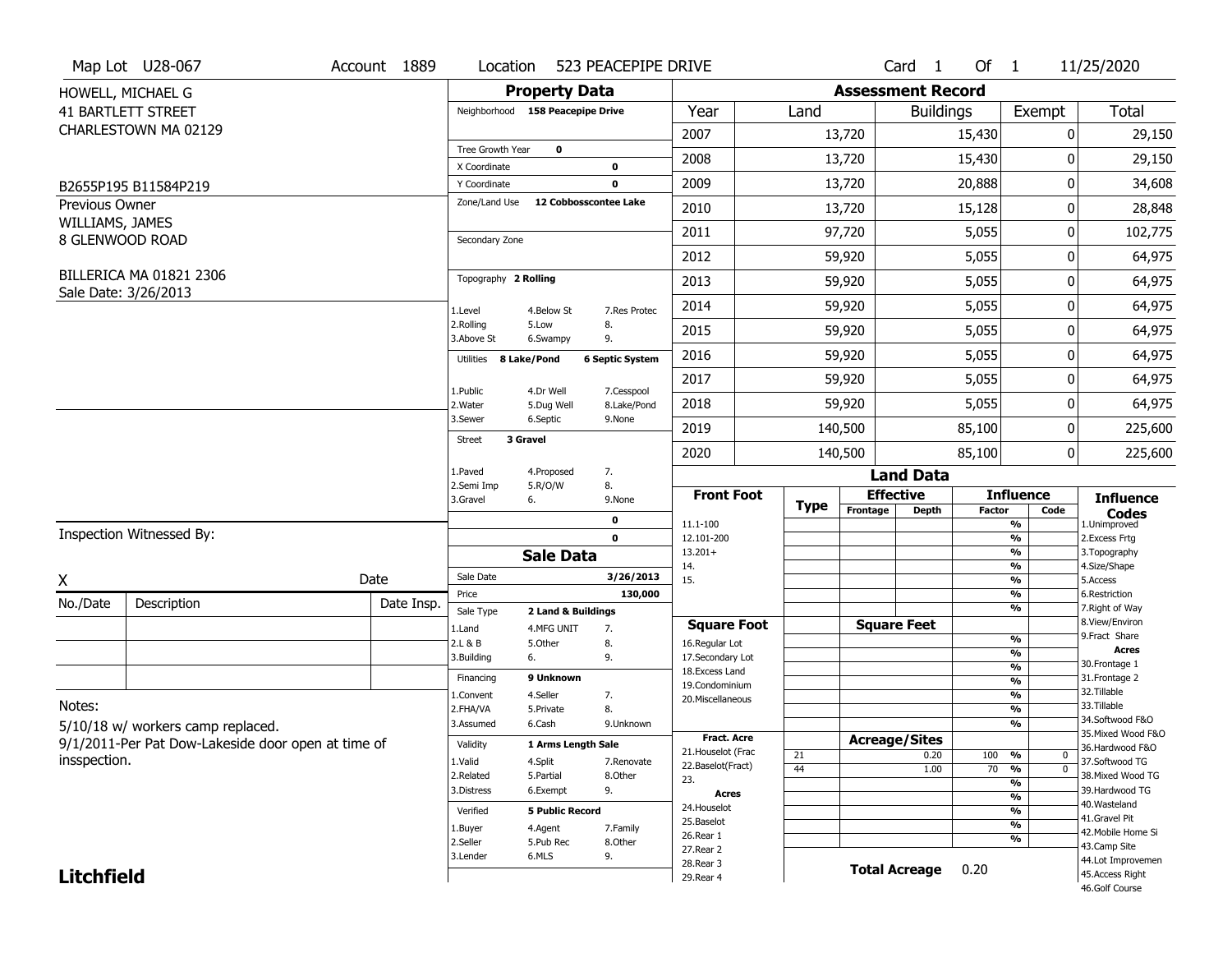Map Lot U28-067 | Account 1889 | Location 523 PEACEPIPE DRIVE | Card 1 Of 1 | 11/25/2020

HOWELL, MICHAEL G
41 BARTLETT STREET
CHARLESTOWN MA 02129

B2655P195 B11584P219

Previous Owner
WILLIAMS, JAMES
8 GLENWOOD ROAD

BILLERICA MA 01821 2306
Sale Date: 3/26/2013

## Property Data

Neighborhood 158 Peacepipe Drive

Tree Growth Year 0
X Coordinate 0
Y Coordinate 0
Zone/Land Use 12 Cobbosscontee Lake

Secondary Zone

Topography 2 Rolling

1.Level 4.Below St 7.Res Protec
2.Rolling 5.Low 8.
3.Above St 6.Swampy 9.

Utilities 8 Lake/Pond 6 Septic System

1.Public 4.Dr Well 7.Cesspool
2.Water 5.Dug Well 8.Lake/Pond
3.Sewer 6.Septic 9.None

Street 3 Gravel

1.Paved 4.Proposed 7.
2.Semi Imp 5.R/O/W 8.
3.Gravel 6. 9.None

0
0

## Sale Data

Sale Date 3/26/2013
Price 130,000
Sale Type 2 Land & Buildings

1.Land 4.MFG UNIT 7.
2.L & B 5.Other 8.
3.Building 6. 9.

Financing 9 Unknown

1.Convent 4.Seller 7.
2.FHA/VA 5.Private 8.
3.Assumed 6.Cash 9.Unknown

Validity 1 Arms Length Sale

1.Valid 4.Split 7.Renovate
2.Related 5.Partial 8.Other
3.Distress 6.Exempt 9.

Verified 5 Public Record

1.Buyer 4.Agent 7.Family
2.Seller 5.Pub Rec 8.Other
3.Lender 6.MLS 9.

## Assessment Record

| Year | Land | Buildings | Exempt | Total |
|---|---|---|---|---|
| 2007 | 13,720 | 15,430 | 0 | 29,150 |
| 2008 | 13,720 | 15,430 | 0 | 29,150 |
| 2009 | 13,720 | 20,888 | 0 | 34,608 |
| 2010 | 13,720 | 15,128 | 0 | 28,848 |
| 2011 | 97,720 | 5,055 | 0 | 102,775 |
| 2012 | 59,920 | 5,055 | 0 | 64,975 |
| 2013 | 59,920 | 5,055 | 0 | 64,975 |
| 2014 | 59,920 | 5,055 | 0 | 64,975 |
| 2015 | 59,920 | 5,055 | 0 | 64,975 |
| 2016 | 59,920 | 5,055 | 0 | 64,975 |
| 2017 | 59,920 | 5,055 | 0 | 64,975 |
| 2018 | 59,920 | 5,055 | 0 | 64,975 |
| 2019 | 140,500 | 85,100 | 0 | 225,600 |
| 2020 | 140,500 | 85,100 | 0 | 225,600 |

## Land Data

| Front Foot | Type | Effective Frontage | Effective Depth | Influence Factor | Influence Code |
|---|---|---|---|---|---|
| 11.1-100 | | | | % | |
| 12.101-200 | | | | % | |
| 13.201+ | | | | % | |
| 14. | | | | % | |
| 15. | | | | % | |
| | | | | % | |
| | | | | % | |
| **Square Foot** | | **Square Feet** | | | |
| 16.Regular Lot | | | | % | |
| 17.Secondary Lot | | | | % | |
| 18.Excess Land | | | | % | |
| 19.Condominium | | | | % | |
| 20.Miscellaneous | | | | % | |
| | | | | % | |
| | | | | % | |
| **Fract. Acre** | | **Acreage/Sites** | | | |
| 21.Houselot (Frac | 21 | | 0.20 | 100 % | 0 |
| 22.Baselot(Fract) | 44 | | 1.00 | 70 % | 0 |
| 23. | | | | % | |
| **Acres** | | | | % | |
| 24.Houselot | | | | % | |
| 25.Baselot | | | | % | |
| 26.Rear 1 | | | | % | |
| 27.Rear 2 | | | | | |
| 28.Rear 3 | | | | | |
| 29.Rear 4 | | | | | |

**Total Acreage** 0.20

**Influence Codes**
1.Unimproved
2.Excess Frtg
3.Topography
4.Size/Shape
5.Access
6.Restriction
7.Right of Way
8.View/Environ
9.Fract Share
**Acres**
30.Frontage 1
31.Frontage 2
32.Tillable
33.Tillable
34.Softwood F&O
35.Mixed Wood F&O
36.Hardwood F&O
37.Softwood TG
38.Mixed Wood TG
39.Hardwood TG
40.Wasteland
41.Gravel Pit
42.Mobile Home Si
43.Camp Site
44.Lot Improvemen
45.Access Right
46.Golf Course

Inspection Witnessed By:

X Date

| No./Date | Description | Date Insp. |
|---|---|---|
| | | |
| | | |
| | | |

Notes:
5/10/18 w/ workers camp replaced.
9/1/2011-Per Pat Dow-Lakeside door open at time of insspection.

**Litchfield**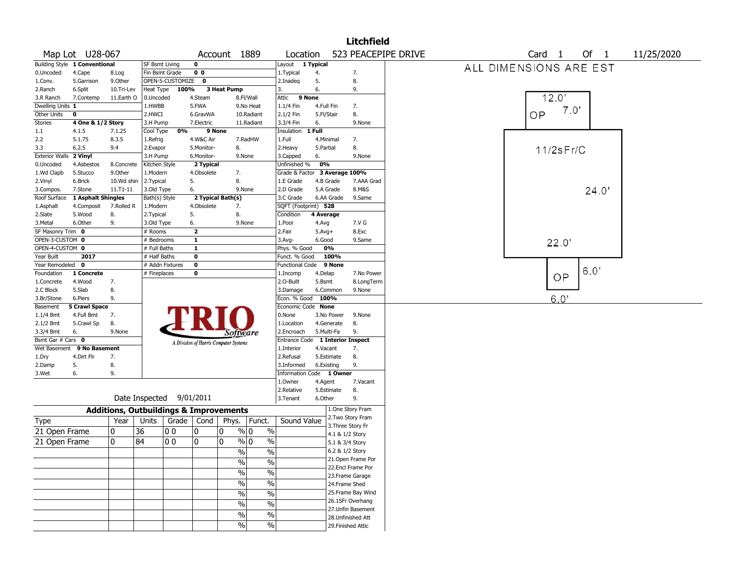# Litchfield

**Map Lot** U28-067 **Account** 1889 **Location** 523 PEACEPIPE DRIVE **Card** 1 **Of** 1 11/25/2020

| Building Style | 1 Conventional | | SF Bsmt Living | 0 | | Layout | 1 Typical | |
|---|---|---|---|---|---|---|---|---|
| 0.Uncoded | 4.Cape | 8.Log | Fin Bsmt Grade | 0 0 | | 1.Typical | 4. | 7. |
| 1.Conv. | 5.Garrison | 9.Other | OPEN-5-CUSTOMIZE | 0 | | 2.Inadeq | 5. | 8. |
| 2.Ranch | 6.Split | 10.Tri-Lev | Heat Type | 100% | 3 Heat Pump | 3. | 6. | 9. |
| 3.R Ranch | 7.Contemp | 11.Earth O | 0.Uncoded | 4.Steam | 8.Fl/Wall | Attic | 9 None | |
| Dwelling Units | 1 | | 1.HWBB | 5.FWA | 9.No Heat | 1.1/4 Fin | 4.Full Fin | 7. |
| Other Units | 0 | | 2.HWCI | 6.GravWA | 10.Radiant | 2.1/2 Fin | 5.Fl/Stair | 8. |
| Stories | 4 One & 1/2 Story | | 3.H Pump | 7.Electric | 11.Radiant | 3.3/4 Fin | 6. | 9.None |
| 1.1 | 4.1.5 | 7.1.25 | Cool Type | 0% | 9 None | Insulation | 1 Full | |
| 2.2 | 5.1.75 | 8.3.5 | 1.Refrig | 4.W&C Air | 7.RadHW | 1.Full | 4.Minimal | 7. |
| 3.3 | 6.2.5 | 9.4 | 2.Evapor | 5.Monitor- | 8. | 2.Heavy | 5.Partial | 8. |
| Exterior Walls | 2 Vinyl | | 3.H Pump | 6.Monitor- | 9.None | 3.Capped | 6. | 9.None |
| 0.Uncoded | 4.Asbestos | 8.Concrete | Kitchen Style | 2 Typical | | Unfinished % | 0% | |
| 1.Wd Clapb | 5.Stucco | 9.Other | 1.Modern | 4.Obsolete | 7. | Grade & Factor | 3 Average 100% | |
| 2.Vinyl | 6.Brick | 10.Wd shin | 2.Typical | 5. | 8. | 1.E Grade | 4.B Grade | 7.AAA Grad |
| 3.Compos. | 7.Stone | 11.T1-11 | 3.Old Type | 6. | 9.None | 2.D Grade | 5.A Grade | 8.M&S |
| Roof Surface | 1 Asphalt Shingles | | Bath(s) Style | 2 Typical Bath(s) | | 3.C Grade | 6.AA Grade | 9.Same |
| 1.Asphalt | 4.Composit | 7.Rolled R | 1.Modern | 4.Obsolete | 7. | SQFT (Footprint) | 528 | |
| 2.Slate | 5.Wood | 8. | 2.Typical | 5. | 8. | Condition | 4 Average | |
| 3.Metal | 6.Other | 9. | 3.Old Type | 6. | 9.None | 1.Poor | 4.Avg | 7.V G |
| SF Masonry Trim | 0 | | # Rooms | 2 | | 2.Fair | 5.Avg+ | 8.Exc |
| OPEN-3-CUSTOM | 0 | | # Bedrooms | 1 | | 3.Avg- | 6.Good | 9.Same |
| OPEN-4-CUSTOM | 0 | | # Full Baths | 1 | | Phys. % Good | 0% | |
| Year Built | 2017 | | # Half Baths | 0 | | Funct. % Good | 100% | |
| Year Remodeled | 0 | | # Addn Fixtures | 0 | | Functional Code | 9 None | |
| Foundation | 1 Concrete | | # Fireplaces | 0 | | 1.Incomp | 4.Delap | 7.No Power |
| 1.Concrete | 4.Wood | 7. | | | | 2.O-Built | 5.Bsmt | 8.LongTerm |
| 2.C Block | 5.Slab | 8. | | | | 3.Damage | 6.Common | 9.None |
| 3.Br/Stone | 6.Piers | 9. | | | | Econ. % Good | 100% | |
| Basement | 5 Crawl Space | | | | | Economic Code | None | |
| 1.1/4 Bmt | 4.Full Bmt | 7. | | | | 0.None | 3.No Power | 9.None |
| 2.1/2 Bmt | 5.Crawl Sp | 8. | | | | 1.Location | 4.Generate | 8. |
| 3.3/4 Bmt | 6. | 9.None | | | | 2.Encroach | 5.Multi-Fa | 9. |
| Bsmt Gar # Cars | 0 | | | | | Entrance Code | 1 Interior Inspect | |
| Wet Basement | 9 No Basement | | | | | 1.Interior | 4.Vacant | 7. |
| 1.Dry | 4.Dirt Flr | 7. | | | | 2.Refusal | 5.Estimate | 8. |
| 2.Damp | 5. | 8. | | | | 3.Informed | 6.Existing | 9. |
| 3.Wet | 6. | 9. | | | | Information Code | 1 Owner | |
| | | | | | | 1.Owner | 4.Agent | 7.Vacant |
| | | | | | | 2.Relative | 5.Estimate | 8. |
| | | | | | | 3.Tenant | 6.Other | 9. |

Date Inspected 9/01/2011

TRIO Software — A Division of Harris Computer Systems

## Additions, Outbuildings & Improvements

| Type | Year | Units | Grade | Cond | Phys. | Funct. | Sound Value |
|---|---|---|---|---|---|---|---|
| 21 Open Frame | 0 | 36 | 0 0 | 0 | 0 % | 0 % | |
| 21 Open Frame | 0 | 84 | 0 0 | 0 | 0 % | 0 % | |
| | | | | | % | % | |
| | | | | | % | % | |
| | | | | | % | % | |
| | | | | | % | % | |
| | | | | | % | % | |
| | | | | | % | % | |
| | | | | | % | % | |

1.One Story Fram
2.Two Story Fram
3.Three Story Fr
4.1 & 1/2 Story
5.1 & 3/4 Story
6.2 & 1/2 Story
21.Open Frame Por
22.Encl Frame Por
23.Frame Garage
24.Frame Shed
25.Frame Bay Wind
26.1SFr Overhang
27.Unfin Basement
28.Unfinished Att
29.Finished Attic

ALL DIMENSIONS ARE EST

OP 12.0' 7.0'

11/2sFr/C 24.0' 22.0'

OP 6.0' 6.0'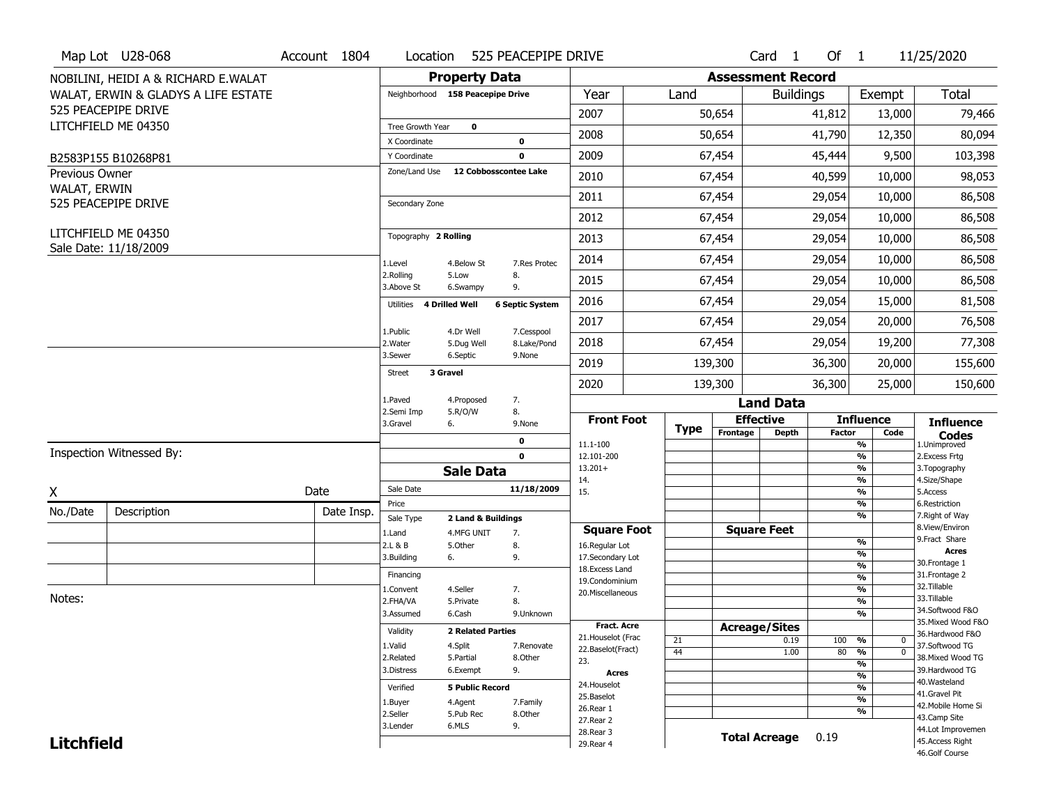Map Lot U28-068 | Account 1804 | Location 525 PEACEPIPE DRIVE | Card 1 Of 1 | 11/25/2020

NOBILINI, HEIDI A & RICHARD E.WALAT
WALAT, ERWIN & GLADYS A LIFE ESTATE
525 PEACEPIPE DRIVE
LITCHFIELD ME 04350

B2583P155 B10268P81

Previous Owner
WALAT, ERWIN
525 PEACEPIPE DRIVE

LITCHFIELD ME 04350
Sale Date: 11/18/2009

## Property Data

Neighborhood **158 Peacepipe Drive**

Tree Growth Year **0**
X Coordinate **0**
Y Coordinate **0**
Zone/Land Use **12 Cobbosscontee Lake**

Secondary Zone

Topography **2 Rolling**

| | | |
|---|---|---|
| 1.Level | 4.Below St | 7.Res Protec |
| 2.Rolling | 5.Low | 8. |
| 3.Above St | 6.Swampy | 9. |

Utilities **4 Drilled Well** **6 Septic System**

| | | |
|---|---|---|
| 1.Public | 4.Dr Well | 7.Cesspool |
| 2.Water | 5.Dug Well | 8.Lake/Pond |
| 3.Sewer | 6.Septic | 9.None |

Street **3 Gravel**

| | | |
|---|---|---|
| 1.Paved | 4.Proposed | 7. |
| 2.Semi Imp | 5.R/O/W | 8. |
| 3.Gravel | 6. | 9.None |

0
0

## Sale Data

Sale Date **11/18/2009**
Price
Sale Type **2 Land & Buildings**

| | | |
|---|---|---|
| 1.Land | 4.MFG UNIT | 7. |
| 2.L & B | 5.Other | 8. |
| 3.Building | 6. | 9. |

Financing

| | | |
|---|---|---|
| 1.Convent | 4.Seller | 7. |
| 2.FHA/VA | 5.Private | 8. |
| 3.Assumed | 6.Cash | 9.Unknown |

Validity **2 Related Parties**

| | | |
|---|---|---|
| 1.Valid | 4.Split | 7.Renovate |
| 2.Related | 5.Partial | 8.Other |
| 3.Distress | 6.Exempt | 9. |

Verified **5 Public Record**

| | | |
|---|---|---|
| 1.Buyer | 4.Agent | 7.Family |
| 2.Seller | 5.Pub Rec | 8.Other |
| 3.Lender | 6.MLS | 9. |

## Assessment Record

| Year | Land | Buildings | Exempt | Total |
|---|---|---|---|---|
| 2007 | 50,654 | 41,812 | 13,000 | 79,466 |
| 2008 | 50,654 | 41,790 | 12,350 | 80,094 |
| 2009 | 67,454 | 45,444 | 9,500 | 103,398 |
| 2010 | 67,454 | 40,599 | 10,000 | 98,053 |
| 2011 | 67,454 | 29,054 | 10,000 | 86,508 |
| 2012 | 67,454 | 29,054 | 10,000 | 86,508 |
| 2013 | 67,454 | 29,054 | 10,000 | 86,508 |
| 2014 | 67,454 | 29,054 | 10,000 | 86,508 |
| 2015 | 67,454 | 29,054 | 10,000 | 86,508 |
| 2016 | 67,454 | 29,054 | 15,000 | 81,508 |
| 2017 | 67,454 | 29,054 | 20,000 | 76,508 |
| 2018 | 67,454 | 29,054 | 19,200 | 77,308 |
| 2019 | 139,300 | 36,300 | 20,000 | 155,600 |
| 2020 | 139,300 | 36,300 | 25,000 | 150,600 |

## Land Data

| Front Foot | Type | Effective Frontage | Effective Depth | Influence Factor | Influence Code |
|---|---|---|---|---|---|
| 11.1-100 | | | | % | |
| 12.101-200 | | | | % | |
| 13.201+ | | | | % | |
| 14. | | | | % | |
| 15. | | | | % | |
| | | | | % | |
| | | | | % | |
| **Square Foot** | | **Square Feet** | | | |
| 16.Regular Lot | | | | % | |
| 17.Secondary Lot | | | | % | |
| 18.Excess Land | | | | % | |
| 19.Condominium | | | | % | |
| 20.Miscellaneous | | | | % | |
| | | | | % | |
| | | | | % | |
| **Fract. Acre** | | **Acreage/Sites** | | | |
| 21.Houselot (Frac | 21 | | 0.19 | 100 % | 0 |
| 22.Baselot(Fract) | 44 | | 1.00 | 80 % | 0 |
| 23. | | | | % | |
| **Acres** | | | | % | |
| 24.Houselot | | | | % | |
| 25.Baselot | | | | % | |
| 26.Rear 1 | | | | % | |
| 27.Rear 2 | | | | | |
| 28.Rear 3 | | **Total Acreage** | 0.19 | | |
| 29.Rear 4 | | | | | |

**Influence Codes**
1.Unimproved
2.Excess Frtg
3.Topography
4.Size/Shape
5.Access
6.Restriction
7.Right of Way
8.View/Environ
9.Fract Share

**Acres**
30.Frontage 1
31.Frontage 2
32.Tillable
33.Tillable
34.Softwood F&O
35.Mixed Wood F&O
36.Hardwood F&O
37.Softwood TG
38.Mixed Wood TG
39.Hardwood TG
40.Wasteland
41.Gravel Pit
42.Mobile Home Si
43.Camp Site
44.Lot Improvemen
45.Access Right
46.Golf Course

Inspection Witnessed By:

X ____________________ Date

| No./Date | Description | Date Insp. |
|---|---|---|
| | | |
| | | |
| | | |

Notes:

**Litchfield**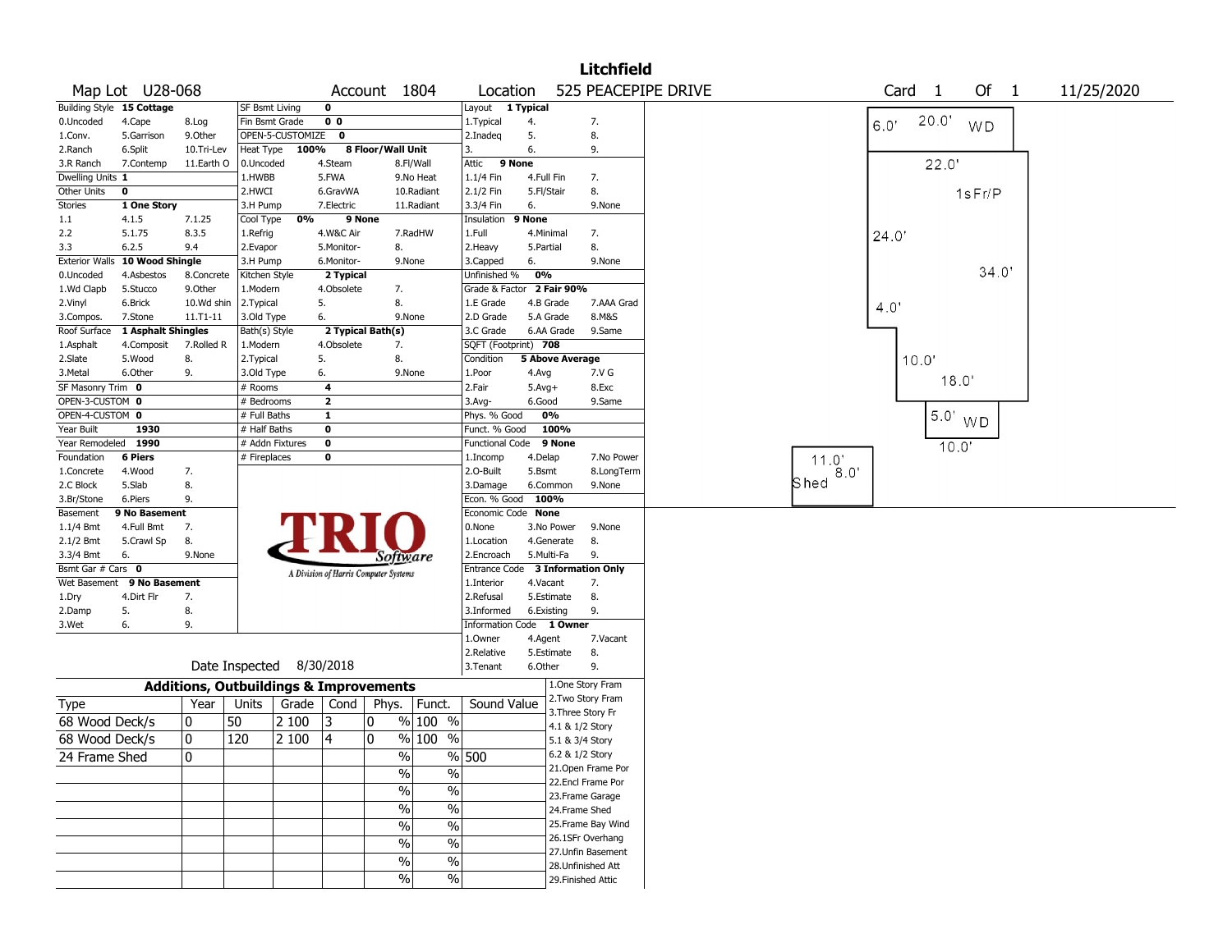# Litchfield

**Map Lot** U28-068 **Account** 1804 **Location** 525 PEACEPIPE DRIVE **Card** 1 **Of** 1 11/25/2020

| Field | Value | | | |
|---|---|---|---|---|
| Building Style | 15 Cottage | | | |
| 0.Uncoded | 4.Cape | 8.Log | | |
| 1.Conv. | 5.Garrison | 9.Other | | |
| 2.Ranch | 6.Split | 10.Tri-Lev | | |
| 3.R Ranch | 7.Contemp | 11.Earth O | | |
| Dwelling Units | 1 | | | |
| Other Units | 0 | | | |
| Stories | 1 One Story | | | |
| 1.1 | 4.1.5 | 7.1.25 | | |
| 2.2 | 5.1.75 | 8.3.5 | | |
| 3.3 | 6.2.5 | 9.4 | | |
| Exterior Walls | 10 Wood Shingle | | | |
| 0.Uncoded | 4.Asbestos | 8.Concrete | | |
| 1.Wd Clapb | 5.Stucco | 9.Other | | |
| 2.Vinyl | 6.Brick | 10.Wd shin | | |
| 3.Compos. | 7.Stone | 11.T1-11 | | |
| Roof Surface | 1 Asphalt Shingles | | | |
| 1.Asphalt | 4.Composit | 7.Rolled R | | |
| 2.Slate | 5.Wood | 8. | | |
| 3.Metal | 6.Other | 9. | | |
| SF Masonry Trim | 0 | | | |
| OPEN-3-CUSTOM | 0 | | | |
| OPEN-4-CUSTOM | 0 | | | |
| Year Built | 1930 | | | |
| Year Remodeled | 1990 | | | |
| Foundation | 6 Piers | | | |
| 1.Concrete | 4.Wood | 7. | | |
| 2.C Block | 5.Slab | 8. | | |
| 3.Br/Stone | 6.Piers | 9. | | |
| Basement | 9 No Basement | | | |
| 1.1/4 Bmt | 4.Full Bmt | 7. | | |
| 2.1/2 Bmt | 5.Crawl Sp | 8. | | |
| 3.3/4 Bmt | 6. | 9.None | | |
| Bsmt Gar # Cars | 0 | | | |
| Wet Basement | 9 No Basement | | | |
| 1.Dry | 4.Dirt Flr | 7. | | |
| 2.Damp | 5. | 8. | | |
| 3.Wet | 6. | 9. | | |

| Field | Value | | |
|---|---|---|---|
| SF Bsmt Living | 0 | | |
| Fin Bsmt Grade | 0 0 | | |
| OPEN-5-CUSTOMIZE | 0 | | |
| Heat Type | 100% | 8 Floor/Wall Unit | |
| 0.Uncoded | 4.Steam | 8.Fl/Wall | |
| 1.HWBB | 5.FWA | 9.No Heat | |
| 2.HWCI | 6.GravWA | 10.Radiant | |
| 3.H Pump | 7.Electric | 11.Radiant | |
| Cool Type | 0% | 9 None | |
| 1.Refrig | 4.W&C Air | 7.RadHW | |
| 2.Evapor | 5.Monitor- | 8. | |
| 3.H Pump | 6.Monitor- | 9.None | |
| Kitchen Style | 2 Typical | | |
| 1.Modern | 4.Obsolete | 7. | |
| 2.Typical | 5. | 8. | |
| 3.Old Type | 6. | 9.None | |
| Bath(s) Style | 2 Typical Bath(s) | | |
| 1.Modern | 4.Obsolete | 7. | |
| 2.Typical | 5. | 8. | |
| 3.Old Type | 6. | 9.None | |
| # Rooms | 4 | | |
| # Bedrooms | 2 | | |
| # Full Baths | 1 | | |
| # Half Baths | 0 | | |
| # Addn Fixtures | 0 | | |
| # Fireplaces | 0 | | |

| Field | Value | | |
|---|---|---|---|
| Layout | 1 Typical | | |
| 1.Typical | 4. | 7. | |
| 2.Inadeq | 5. | 8. | |
| 3. | 6. | 9. | |
| Attic | 9 None | | |
| 1.1/4 Fin | 4.Full Fin | 7. | |
| 2.1/2 Fin | 5.Fl/Stair | 8. | |
| 3.3/4 Fin | 6. | 9.None | |
| Insulation | 9 None | | |
| 1.Full | 4.Minimal | 7. | |
| 2.Heavy | 5.Partial | 8. | |
| 3.Capped | 6. | 9.None | |
| Unfinished % | 0% | | |
| Grade & Factor | 2 Fair 90% | | |
| 1.E Grade | 4.B Grade | 7.AAA Grad | |
| 2.D Grade | 5.A Grade | 8.M&S | |
| 3.C Grade | 6.AA Grade | 9.Same | |
| SQFT (Footprint) | 708 | | |
| Condition | 5 Above Average | | |
| 1.Poor | 4.Avg | 7.V G | |
| 2.Fair | 5.Avg+ | 8.Exc | |
| 3.Avg- | 6.Good | 9.Same | |
| Phys. % Good | 0% | | |
| Funct. % Good | 100% | | |
| Functional Code | 9 None | | |
| 1.Incomp | 4.Delap | 7.No Power | |
| 2.O-Built | 5.Bsmt | 8.LongTerm | |
| 3.Damage | 6.Common | 9.None | |
| Econ. % Good | 100% | | |
| Economic Code | None | | |
| 0.None | 3.No Power | 9.None | |
| 1.Location | 4.Generate | 8. | |
| 2.Encroach | 5.Multi-Fa | 9. | |
| Entrance Code | 3 Information Only | | |
| 1.Interior | 4.Vacant | 7. | |
| 2.Refusal | 5.Estimate | 8. | |
| 3.Informed | 6.Existing | 9. | |
| Information Code | 1 Owner | | |
| 1.Owner | 4.Agent | 7.Vacant | |
| 2.Relative | 5.Estimate | 8. | |
| 3.Tenant | 6.Other | 9. | |

Date Inspected 8/30/2018

## Additions, Outbuildings & Improvements

| Type | Year | Units | Grade | Cond | Phys. | Funct. | Sound Value |
|---|---|---|---|---|---|---|---|
| 68 Wood Deck/s | 0 | 50 | 2 100 | 3 | 0 % | 100 % | |
| 68 Wood Deck/s | 0 | 120 | 2 100 | 4 | 0 % | 100 % | |
| 24 Frame Shed | 0 | | | | % | % | 500 |
| | | | | | % | % | |
| | | | | | % | % | |
| | | | | | % | % | |
| | | | | | % | % | |
| | | | | | % | % | |
| | | | | | % | % | |
| | | | | | % | % | |

1.One Story Fram
2.Two Story Fram
3.Three Story Fr
4.1 & 1/2 Story
5.1 & 3/4 Story
6.2 & 1/2 Story
21.Open Frame Por
22.Encl Frame Por
23.Frame Garage
24.Frame Shed
25.Frame Bay Wind
26.1SFr Overhang
27.Unfin Basement
28.Unfinished Att
29.Finished Attic

Sketch labels: 6.0' 20.0' WD; 22.0'; 1sFr/P; 24.0'; 34.0'; 4.0'; 10.0'; 18.0'; 5.0' WD; 10.0'; 11.0' 8.0' Shed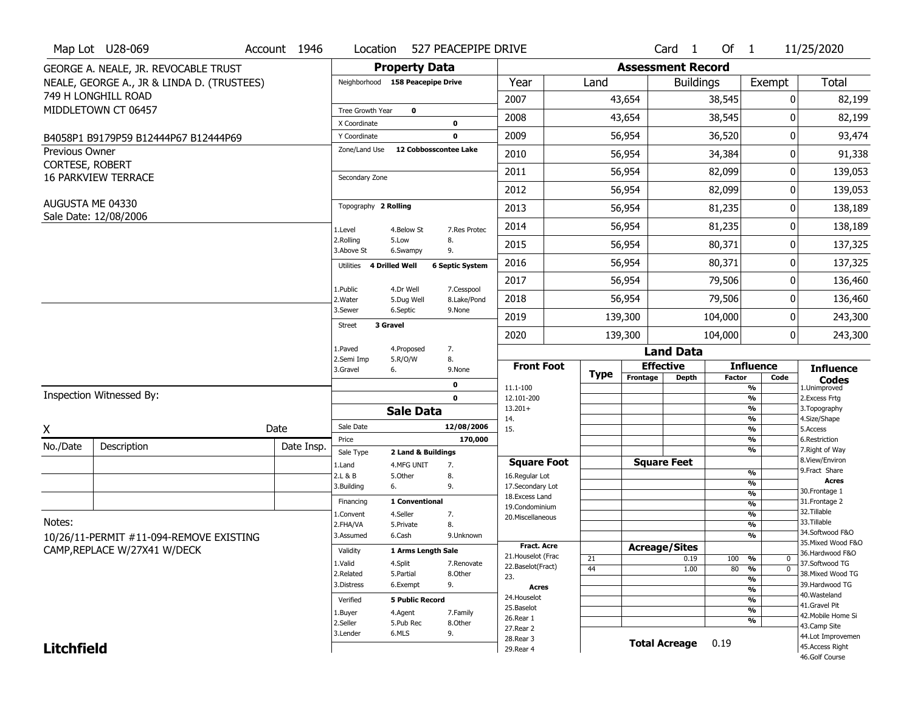Map Lot U28-069 Account 1946 Location 527 PEACEPIPE DRIVE Card 1 Of 1 11/25/2020

GEORGE A. NEALE, JR. REVOCABLE TRUST
NEALE, GEORGE A., JR & LINDA D. (TRUSTEES)
749 H LONGHILL ROAD
MIDDLETOWN CT 06457

B4058P1 B9179P59 B12444P67 B12444P69

Previous Owner
CORTESE, ROBERT
16 PARKVIEW TERRACE

AUGUSTA ME 04330
Sale Date: 12/08/2006

## Property Data

Neighborhood 158 Peacepipe Drive

Tree Growth Year 0
X Coordinate 0
Y Coordinate 0
Zone/Land Use 12 Cobbosscontee Lake

Secondary Zone

Topography 2 Rolling

1.Level 4.Below St 7.Res Protec
2.Rolling 5.Low 8.
3.Above St 6.Swampy 9.

Utilities 4 Drilled Well 6 Septic System

1.Public 4.Dr Well 7.Cesspool
2.Water 5.Dug Well 8.Lake/Pond
3.Sewer 6.Septic 9.None

Street 3 Gravel

1.Paved 4.Proposed 7.
2.Semi Imp 5.R/O/W 8.
3.Gravel 6. 9.None

0
0

## Sale Data

Sale Date 12/08/2006
Price 170,000
Sale Type 2 Land & Buildings

1.Land 4.MFG UNIT 7.
2.L & B 5.Other 8.
3.Building 6. 9.

Financing 1 Conventional

1.Convent 4.Seller 7.
2.FHA/VA 5.Private 8.
3.Assumed 6.Cash 9.Unknown

Validity 1 Arms Length Sale

1.Valid 4.Split 7.Renovate
2.Related 5.Partial 8.Other
3.Distress 6.Exempt 9.

Verified 5 Public Record

1.Buyer 4.Agent 7.Family
2.Seller 5.Pub Rec 8.Other
3.Lender 6.MLS 9.

## Assessment Record

| Year | Land | Buildings | Exempt | Total |
|---|---|---|---|---|
| 2007 | 43,654 | 38,545 | 0 | 82,199 |
| 2008 | 43,654 | 38,545 | 0 | 82,199 |
| 2009 | 56,954 | 36,520 | 0 | 93,474 |
| 2010 | 56,954 | 34,384 | 0 | 91,338 |
| 2011 | 56,954 | 82,099 | 0 | 139,053 |
| 2012 | 56,954 | 82,099 | 0 | 139,053 |
| 2013 | 56,954 | 81,235 | 0 | 138,189 |
| 2014 | 56,954 | 81,235 | 0 | 138,189 |
| 2015 | 56,954 | 80,371 | 0 | 137,325 |
| 2016 | 56,954 | 80,371 | 0 | 137,325 |
| 2017 | 56,954 | 79,506 | 0 | 136,460 |
| 2018 | 56,954 | 79,506 | 0 | 136,460 |
| 2019 | 139,300 | 104,000 | 0 | 243,300 |
| 2020 | 139,300 | 104,000 | 0 | 243,300 |

## Land Data

| Front Foot | Type | Effective Frontage | Effective Depth | Influence Factor | Influence Code |
|---|---|---|---|---|---|
| 11.1-100 | | | | % | |
| 12.101-200 | | | | % | |
| 13.201+ | | | | % | |
| 14. | | | | % | |
| 15. | | | | % | |
| | | | | % | |
| | | | | % | |

| Square Foot | | Square Feet | Influence Factor | |
|---|---|---|---|---|
| 16.Regular Lot | | | % | |
| 17.Secondary Lot | | | % | |
| 18.Excess Land | | | % | |
| 19.Condominium | | | % | |
| 20.Miscellaneous | | | % | |
| | | | % | |
| | | | % | |

| Fract. Acre | Type | Acreage/Sites | Influence Factor | Influence Code |
|---|---|---|---|---|
| 21.Houselot (Frac | 21 | 0.19 | 100 % | 0 |
| 22.Baselot(Fract) | 44 | 1.00 | 80 % | 0 |
| 23. | | | % | |
| **Acres** | | | % | |
| 24.Houselot | | | % | |
| 25.Baselot | | | % | |
| 26.Rear 1 | | | % | |
| 27.Rear 2 | | | | |
| 28.Rear 3 | | | | |
| 29.Rear 4 | | | | |

Total Acreage 0.19

**Influence Codes**
1.Unimproved
2.Excess Frtg
3.Topography
4.Size/Shape
5.Access
6.Restriction
7.Right of Way
8.View/Environ
9.Fract Share

**Acres**
30.Frontage 1
31.Frontage 2
32.Tillable
33.Tillable
34.Softwood F&O
35.Mixed Wood F&O
36.Hardwood F&O
37.Softwood TG
38.Mixed Wood TG
39.Hardwood TG
40.Wasteland
41.Gravel Pit
42.Mobile Home Si
43.Camp Site
44.Lot Improvemen
45.Access Right
46.Golf Course

Inspection Witnessed By:

X Date

| No./Date | Description | Date Insp. |
|---|---|---|
| | | |
| | | |
| | | |

Notes:
10/26/11-PERMIT #11-094-REMOVE EXISTING CAMP,REPLACE W/27X41 W/DECK

**Litchfield**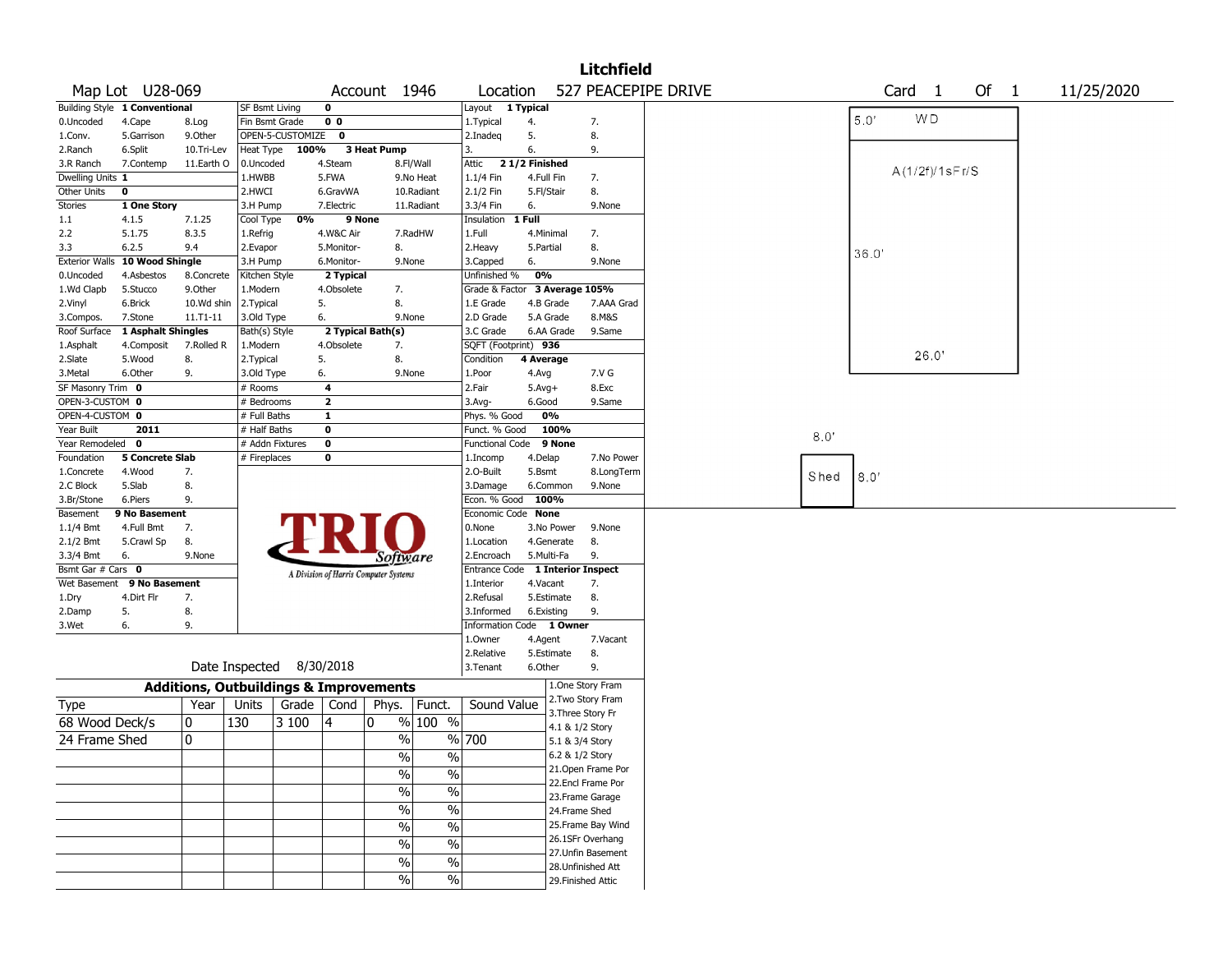# Litchfield

**Map Lot** U28-069 **Account** 1946 **Location** 527 PEACEPIPE DRIVE **Card** 1 **Of** 1 11/25/2020

| Building Style | 1 Conventional | | SF Bsmt Living | 0 | | Layout | 1 Typical | |
|---|---|---|---|---|---|---|---|---|
| 0.Uncoded | 4.Cape | 8.Log | Fin Bsmt Grade | 0 0 | | 1.Typical | 4. | 7. |
| 1.Conv. | 5.Garrison | 9.Other | OPEN-5-CUSTOMIZE | 0 | | 2.Inadeq | 5. | 8. |
| 2.Ranch | 6.Split | 10.Tri-Lev | Heat Type | 100% | 3 Heat Pump | 3. | 6. | 9. |
| 3.R Ranch | 7.Contemp | 11.Earth O | 0.Uncoded | 4.Steam | 8.Fl/Wall | Attic | 2 1/2 Finished | |
| Dwelling Units | 1 | | 1.HWBB | 5.FWA | 9.No Heat | 1.1/4 Fin | 4.Full Fin | 7. |
| Other Units | 0 | | 2.HWCI | 6.GravWA | 10.Radiant | 2.1/2 Fin | 5.Fl/Stair | 8. |
| Stories | 1 One Story | | 3.H Pump | 7.Electric | 11.Radiant | 3.3/4 Fin | 6. | 9.None |
| 1.1 | 4.1.5 | 7.1.25 | Cool Type | 0% | 9 None | Insulation | 1 Full | |
| 2.2 | 5.1.75 | 8.3.5 | 1.Refrig | 4.W&C Air | 7.RadHW | 1.Full | 4.Minimal | 7. |
| 3.3 | 6.2.5 | 9.4 | 2.Evapor | 5.Monitor- | 8. | 2.Heavy | 5.Partial | 8. |
| Exterior Walls | 10 Wood Shingle | | 3.H Pump | 6.Monitor- | 9.None | 3.Capped | 6. | 9.None |
| 0.Uncoded | 4.Asbestos | 8.Concrete | Kitchen Style | 2 Typical | | Unfinished % | 0% | |
| 1.Wd Clapb | 5.Stucco | 9.Other | 1.Modern | 4.Obsolete | 7. | Grade & Factor | 3 Average 105% | |
| 2.Vinyl | 6.Brick | 10.Wd shin | 2.Typical | 5. | 8. | 1.E Grade | 4.B Grade | 7.AAA Grad |
| 3.Compos. | 7.Stone | 11.T1-11 | 3.Old Type | 6. | 9.None | 2.D Grade | 5.A Grade | 8.M&S |
| Roof Surface | 1 Asphalt Shingles | | Bath(s) Style | 2 Typical Bath(s) | | 3.C Grade | 6.AA Grade | 9.Same |
| 1.Asphalt | 4.Composit | 7.Rolled R | 1.Modern | 4.Obsolete | 7. | SQFT (Footprint) | 936 | |
| 2.Slate | 5.Wood | 8. | 2.Typical | 5. | 8. | Condition | 4 Average | |
| 3.Metal | 6.Other | 9. | 3.Old Type | 6. | 9.None | 1.Poor | 4.Avg | 7.V G |
| SF Masonry Trim | 0 | | # Rooms | 4 | | 2.Fair | 5.Avg+ | 8.Exc |
| OPEN-3-CUSTOM | 0 | | # Bedrooms | 2 | | 3.Avg- | 6.Good | 9.Same |
| OPEN-4-CUSTOM | 0 | | # Full Baths | 1 | | Phys. % Good | 0% | |
| Year Built | 2011 | | # Half Baths | 0 | | Funct. % Good | 100% | |
| Year Remodeled | 0 | | # Addn Fixtures | 0 | | Functional Code | 9 None | |
| Foundation | 5 Concrete Slab | | # Fireplaces | 0 | | 1.Incomp | 4.Delap | 7.No Power |
| 1.Concrete | 4.Wood | 7. | | | | 2.O-Built | 5.Bsmt | 8.LongTerm |
| 2.C Block | 5.Slab | 8. | | | | 3.Damage | 6.Common | 9.None |
| 3.Br/Stone | 6.Piers | 9. | | | | Econ. % Good | 100% | |
| Basement | 9 No Basement | | | | | Economic Code | None | |
| 1.1/4 Bmt | 4.Full Bmt | 7. | | | | 0.None | 3.No Power | 9.None |
| 2.1/2 Bmt | 5.Crawl Sp | 8. | | | | 1.Location | 4.Generate | 8. |
| 3.3/4 Bmt | 6. | 9.None | | | | 2.Encroach | 5.Multi-Fa | 9. |
| Bsmt Gar # Cars | 0 | | | | | Entrance Code | 1 Interior Inspect | |
| Wet Basement | 9 No Basement | | | | | 1.Interior | 4.Vacant | 7. |
| 1.Dry | 4.Dirt Flr | 7. | | | | 2.Refusal | 5.Estimate | 8. |
| 2.Damp | 5. | 8. | | | | 3.Informed | 6.Existing | 9. |
| 3.Wet | 6. | 9. | | | | Information Code | 1 Owner | |
| | | | | | | 1.Owner | 4.Agent | 7.Vacant |
| | | | | | | 2.Relative | 5.Estimate | 8. |
| | Date Inspected | 8/30/2018 | | | | 3.Tenant | 6.Other | 9. |

TRIO Software — A Division of Harris Computer Systems

## Additions, Outbuildings & Improvements

| Type | Year | Units | Grade | Cond | Phys. | Funct. | Sound Value |
|---|---|---|---|---|---|---|---|
| 68 Wood Deck/s | 0 | 130 | 3 100 | 4 | 0 % | 100 % | |
| 24 Frame Shed | 0 | | | | % | % | 700 |
| | | | | | % | % | |
| | | | | | % | % | |
| | | | | | % | % | |
| | | | | | % | % | |
| | | | | | % | % | |
| | | | | | % | % | |
| | | | | | % | % | |
| | | | | | % | % | |

1.One Story Fram
2.Two Story Fram
3.Three Story Fr
4.1 & 1/2 Story
5.1 & 3/4 Story
6.2 & 1/2 Story
21.Open Frame Por
22.Encl Frame Por
23.Frame Garage
24.Frame Shed
25.Frame Bay Wind
26.1SFr Overhang
27.Unfin Basement
28.Unfinished Att
29.Finished Attic

Sketch: WD 5.0'; A(1/2f)/1sFr/S 36.0' x 26.0'; Shed 8.0' x 8.0'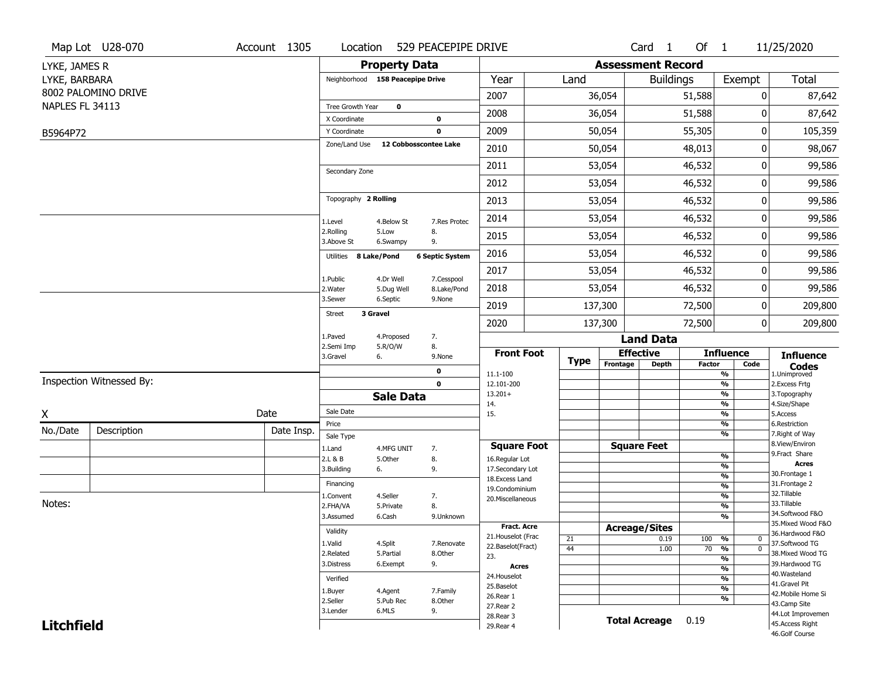Map Lot U28-070 | Account 1305 | Location 529 PEACEPIPE DRIVE | Card 1 Of 1 | 11/25/2020

LYKE, JAMES R
LYKE, BARBARA
8002 PALOMINO DRIVE
NAPLES FL 34113

B5964P72

## Property Data

Neighborhood: 158 Peacepipe Drive

Tree Growth Year: 0
X Coordinate: 0
Y Coordinate: 0
Zone/Land Use: 12 Cobbosscontee Lake

Secondary Zone

Topography: 2 Rolling

| | | |
|---|---|---|
| 1.Level | 4.Below St | 7.Res Protec |
| 2.Rolling | 5.Low | 8. |
| 3.Above St | 6.Swampy | 9. |

Utilities: 8 Lake/Pond, 6 Septic System

| | | |
|---|---|---|
| 1.Public | 4.Dr Well | 7.Cesspool |
| 2.Water | 5.Dug Well | 8.Lake/Pond |
| 3.Sewer | 6.Septic | 9.None |

Street: 3 Gravel

| | | |
|---|---|---|
| 1.Paved | 4.Proposed | 7. |
| 2.Semi Imp | 5.R/O/W | 8. |
| 3.Gravel | 6. | 9.None |

0
0

## Assessment Record

| Year | Land | Buildings | Exempt | Total |
|---|---|---|---|---|
| 2007 | 36,054 | 51,588 | 0 | 87,642 |
| 2008 | 36,054 | 51,588 | 0 | 87,642 |
| 2009 | 50,054 | 55,305 | 0 | 105,359 |
| 2010 | 50,054 | 48,013 | 0 | 98,067 |
| 2011 | 53,054 | 46,532 | 0 | 99,586 |
| 2012 | 53,054 | 46,532 | 0 | 99,586 |
| 2013 | 53,054 | 46,532 | 0 | 99,586 |
| 2014 | 53,054 | 46,532 | 0 | 99,586 |
| 2015 | 53,054 | 46,532 | 0 | 99,586 |
| 2016 | 53,054 | 46,532 | 0 | 99,586 |
| 2017 | 53,054 | 46,532 | 0 | 99,586 |
| 2018 | 53,054 | 46,532 | 0 | 99,586 |
| 2019 | 137,300 | 72,500 | 0 | 209,800 |
| 2020 | 137,300 | 72,500 | 0 | 209,800 |

Inspection Witnessed By:

X Date

| No./Date | Description | Date Insp. |
|---|---|---|
| | | |
| | | |
| | | |

Notes:

## Sale Data

Sale Date
Price
Sale Type

| | | |
|---|---|---|
| 1.Land | 4.MFG UNIT | 7. |
| 2.L & B | 5.Other | 8. |
| 3.Building | 6. | 9. |

Financing

| | | |
|---|---|---|
| 1.Convent | 4.Seller | 7. |
| 2.FHA/VA | 5.Private | 8. |
| 3.Assumed | 6.Cash | 9.Unknown |

Validity

| | | |
|---|---|---|
| 1.Valid | 4.Split | 7.Renovate |
| 2.Related | 5.Partial | 8.Other |
| 3.Distress | 6.Exempt | 9. |

Verified

| | | |
|---|---|---|
| 1.Buyer | 4.Agent | 7.Family |
| 2.Seller | 5.Pub Rec | 8.Other |
| 3.Lender | 6.MLS | 9. |

## Land Data

| Front Foot | Type | Effective Frontage | Effective Depth | Influence Factor | Influence Code |
|---|---|---|---|---|---|
| 11.1-100 | | | | % | |
| 12.101-200 | | | | % | |
| 13.201+ | | | | % | |
| 14. | | | | % | |
| 15. | | | | % | |
| | | | | % | |
| | | | | % | |

| Square Foot | | Square Feet | | |
|---|---|---|---|---|
| 16.Regular Lot | | | % | |
| 17.Secondary Lot | | | % | |
| 18.Excess Land | | | % | |
| 19.Condominium | | | % | |
| 20.Miscellaneous | | | % | |
| | | | % | |
| | | | % | |

| Fract. Acre | Type | Acreage/Sites | Influence Factor | Influence Code |
|---|---|---|---|---|
| 21.Houselot (Frac | 21 | 0.19 | 100 % | 0 |
| 22.Baselot(Fract) | 44 | 1.00 | 70 % | 0 |
| 23. | | | % | |
| **Acres** | | | % | |
| 24.Houselot | | | % | |
| 25.Baselot | | | % | |
| 26.Rear 1 | | | % | |
| 27.Rear 2 | | | | |
| 28.Rear 3 | | | | |
| 29.Rear 4 | | | | |

**Total Acreage** 0.19

### Influence Codes

1.Unimproved
2.Excess Frtg
3.Topography
4.Size/Shape
5.Access
6.Restriction
7.Right of Way
8.View/Environ
9.Fract Share

**Acres**

30.Frontage 1
31.Frontage 2
32.Tillable
33.Tillable
34.Softwood F&O
35.Mixed Wood F&O
36.Hardwood F&O
37.Softwood TG
38.Mixed Wood TG
39.Hardwood TG
40.Wasteland
41.Gravel Pit
42.Mobile Home Si
43.Camp Site
44.Lot Improvemen
45.Access Right
46.Golf Course

**Litchfield**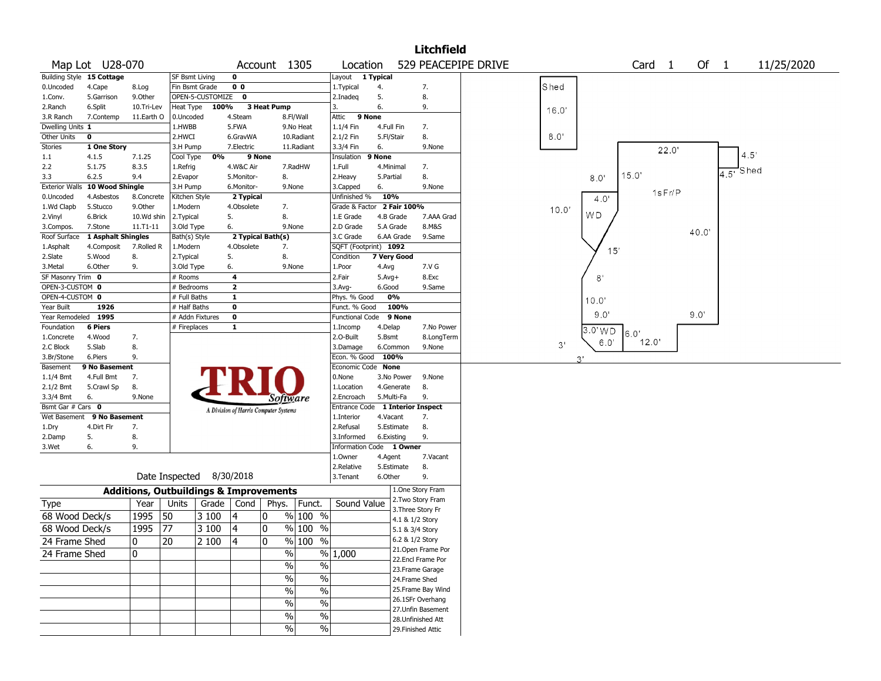# Litchfield

| Map Lot | U28-070 | Account | 1305 | Location | 529 PEACEPIPE DRIVE | Card | 1 | Of | 1 | 11/25/2020 |
|---|---|---|---|---|---|---|---|---|---|---|

| Building Style | 15 Cottage | | SF Bsmt Living | 0 | | | Layout | 1 Typical | |
|---|---|---|---|---|---|---|---|---|---|
| 0.Uncoded | 4.Cape | 8.Log | Fin Bsmt Grade | 0 0 | | | 1.Typical | 4. | 7. |
| 1.Conv. | 5.Garrison | 9.Other | OPEN-5-CUSTOMIZE | 0 | | | 2.Inadeq | 5. | 8. |
| 2.Ranch | 6.Split | 10.Tri-Lev | Heat Type | 100% | 3 Heat Pump | | 3. | 6. | 9. |
| 3.R Ranch | 7.Contemp | 11.Earth O | 0.Uncoded | 4.Steam | 8.Fl/Wall | | Attic | 9 None | |
| Dwelling Units | 1 | | 1.HWBB | 5.FWA | 9.No Heat | | 1.1/4 Fin | 4.Full Fin | 7. |
| Other Units | 0 | | 2.HWCI | 6.GravWA | 10.Radiant | | 2.1/2 Fin | 5.Fl/Stair | 8. |
| Stories | 1 One Story | | 3.H Pump | 7.Electric | 11.Radiant | | 3.3/4 Fin | 6. | 9.None |
| 1.1 | 4.1.5 | 7.1.25 | Cool Type | 0% | 9 None | | Insulation | 9 None | |
| 2.2 | 5.1.75 | 8.3.5 | 1.Refrig | 4.W&C Air | 7.RadHW | | 1.Full | 4.Minimal | 7. |
| 3.3 | 6.2.5 | 9.4 | 2.Evapor | 5.Monitor- | 8. | | 2.Heavy | 5.Partial | 8. |
| Exterior Walls | 10 Wood Shingle | | 3.H Pump | 6.Monitor- | 9.None | | 3.Capped | 6. | 9.None |
| 0.Uncoded | 4.Asbestos | 8.Concrete | Kitchen Style | 2 Typical | | | Unfinished % | 10% | |
| 1.Wd Clapb | 5.Stucco | 9.Other | 1.Modern | 4.Obsolete | 7. | | Grade & Factor | 2 Fair 100% | |
| 2.Vinyl | 6.Brick | 10.Wd shin | 2.Typical | 5. | 8. | | 1.E Grade | 4.B Grade | 7.AAA Grad |
| 3.Compos. | 7.Stone | 11.T1-11 | 3.Old Type | 6. | 9.None | | 2.D Grade | 5.A Grade | 8.M&S |
| Roof Surface | 1 Asphalt Shingles | | Bath(s) Style | 2 Typical Bath(s) | | | 3.C Grade | 6.AA Grade | 9.Same |
| 1.Asphalt | 4.Composit | 7.Rolled R | 1.Modern | 4.Obsolete | 7. | | SQFT (Footprint) | 1092 | |
| 2.Slate | 5.Wood | 8. | 2.Typical | 5. | 8. | | Condition | 7 Very Good | |
| 3.Metal | 6.Other | 9. | 3.Old Type | 6. | 9.None | | 1.Poor | 4.Avg | 7.V G |
| SF Masonry Trim | 0 | | # Rooms | 4 | | | 2.Fair | 5.Avg+ | 8.Exc |
| OPEN-3-CUSTOM | 0 | | # Bedrooms | 2 | | | 3.Avg- | 6.Good | 9.Same |
| OPEN-4-CUSTOM | 0 | | # Full Baths | 1 | | | Phys. % Good | 0% | |
| Year Built | 1926 | | # Half Baths | 0 | | | Funct. % Good | 100% | |
| Year Remodeled | 1995 | | # Addn Fixtures | 0 | | | Functional Code | 9 None | |
| Foundation | 6 Piers | | # Fireplaces | 1 | | | 1.Incomp | 4.Delap | 7.No Power |
| 1.Concrete | 4.Wood | 7. | | | | | 2.O-Built | 5.Bsmt | 8.LongTerm |
| 2.C Block | 5.Slab | 8. | | | | | 3.Damage | 6.Common | 9.None |
| 3.Br/Stone | 6.Piers | 9. | | | | | Econ. % Good | 100% | |
| Basement | 9 No Basement | | | | | | Economic Code | None | |
| 1.1/4 Bmt | 4.Full Bmt | 7. | | | | | 0.None | 3.No Power | 9.None |
| 2.1/2 Bmt | 5.Crawl Sp | 8. | | | | | 1.Location | 4.Generate | 8. |
| 3.3/4 Bmt | 6. | 9.None | | | | | 2.Encroach | 5.Multi-Fa | 9. |
| Bsmt Gar # Cars | 0 | | | | | | Entrance Code | 1 Interior Inspect | |
| Wet Basement | 9 No Basement | | | | | | 1.Interior | 4.Vacant | 7. |
| 1.Dry | 4.Dirt Flr | 7. | | | | | 2.Refusal | 5.Estimate | 8. |
| 2.Damp | 5. | 8. | | | | | 3.Informed | 6.Existing | 9. |
| 3.Wet | 6. | 9. | | | | | Information Code | 1 Owner | |
| | | | | | | | 1.Owner | 4.Agent | 7.Vacant |
| | | | | | | | 2.Relative | 5.Estimate | 8. |
| | Date Inspected | 8/30/2018 | | | | | 3.Tenant | 6.Other | 9. |

TRIO Software — A Division of Harris Computer Systems

## Additions, Outbuildings & Improvements

| Type | Year | Units | Grade | Cond | Phys. | Funct. | Sound Value |
|---|---|---|---|---|---|---|---|
| 68 Wood Deck/s | 1995 | 50 | 3 100 | 4 | 0 % | 100 % | |
| 68 Wood Deck/s | 1995 | 77 | 3 100 | 4 | 0 % | 100 % | |
| 24 Frame Shed | 0 | 20 | 2 100 | 4 | 0 % | 100 % | |
| 24 Frame Shed | 0 | | | | % | % | 1,000 |
| | | | | | % | % | |
| | | | | | % | % | |
| | | | | | % | % | |
| | | | | | % | % | |
| | | | | | % | % | |
| | | | | | % | % | |

1.One Story Fram
2.Two Story Fram
3.Three Story Fr
4.1 & 1/2 Story
5.1 & 3/4 Story
6.2 & 1/2 Story
21.Open Frame Por
22.Encl Frame Por
23.Frame Garage
24.Frame Shed
25.Frame Bay Wind
26.1SFr Overhang
27.Unfin Basement
28.Unfinished Att
29.Finished Attic

Sketch labels: Shed 16.0' × 8.0'; 1sFr/P 22.0' × 40.0'; Shed 4.5' × 4.5'; WD 8.0', 15.0', 4.0', 10.0', 15', 8', 10.0', 9.0', 9.0'; WD 3.0', 6.0', 6.0', 12.0', 3', 3'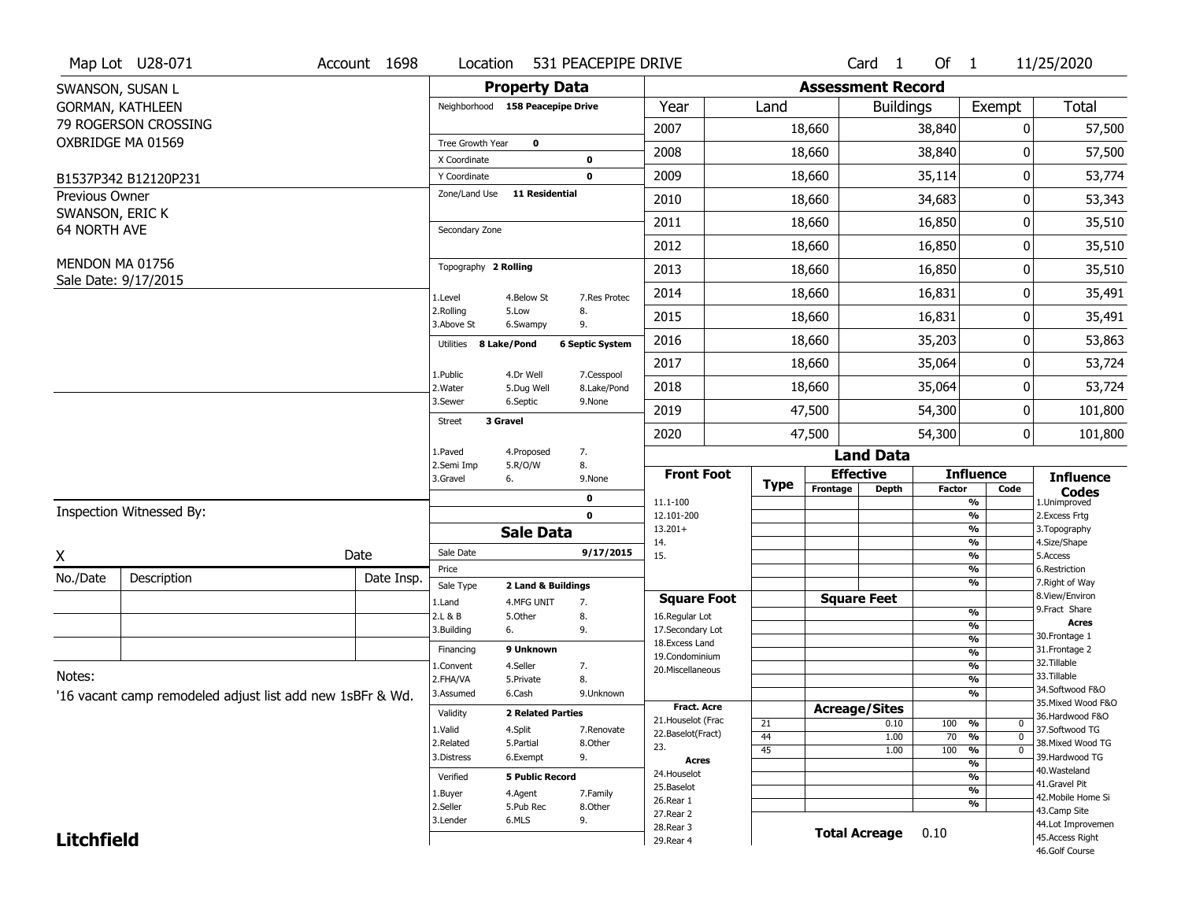Map Lot U28-071 | Account 1698 | Location 531 PEACEPIPE DRIVE | Card 1 Of 1 | 11/25/2020

SWANSON, SUSAN L
GORMAN, KATHLEEN
79 ROGERSON CROSSING
OXBRIDGE MA 01569

B1537P342 B12120P231

Previous Owner
SWANSON, ERIC K
64 NORTH AVE

MENDON MA 01756
Sale Date: 9/17/2015

## Property Data

Neighborhood **158 Peacepipe Drive**

Tree Growth Year **0**
X Coordinate **0**
Y Coordinate **0**
Zone/Land Use **11 Residential**

Secondary Zone

Topography **2 Rolling**

| | | |
|---|---|---|
| 1.Level | 4.Below St | 7.Res Protec |
| 2.Rolling | 5.Low | 8. |
| 3.Above St | 6.Swampy | 9. |

Utilities **8 Lake/Pond** **6 Septic System**

| | | |
|---|---|---|
| 1.Public | 4.Dr Well | 7.Cesspool |
| 2.Water | 5.Dug Well | 8.Lake/Pond |
| 3.Sewer | 6.Septic | 9.None |

Street **3 Gravel**

| | | |
|---|---|---|
| 1.Paved | 4.Proposed | 7. |
| 2.Semi Imp | 5.R/O/W | 8. |
| 3.Gravel | 6. | 9.None |

0
0

## Sale Data

Sale Date **9/17/2015**
Price
Sale Type **2 Land & Buildings**

| | | |
|---|---|---|
| 1.Land | 4.MFG UNIT | 7. |
| 2.L & B | 5.Other | 8. |
| 3.Building | 6. | 9. |

Financing **9 Unknown**

| | | |
|---|---|---|
| 1.Convent | 4.Seller | 7. |
| 2.FHA/VA | 5.Private | 8. |
| 3.Assumed | 6.Cash | 9.Unknown |

Validity **2 Related Parties**

| | | |
|---|---|---|
| 1.Valid | 4.Split | 7.Renovate |
| 2.Related | 5.Partial | 8.Other |
| 3.Distress | 6.Exempt | 9. |

Verified **5 Public Record**

| | | |
|---|---|---|
| 1.Buyer | 4.Agent | 7.Family |
| 2.Seller | 5.Pub Rec | 8.Other |
| 3.Lender | 6.MLS | 9. |

## Assessment Record

| Year | Land | Buildings | Exempt | Total |
|---|---|---|---|---|
| 2007 | 18,660 | 38,840 | 0 | 57,500 |
| 2008 | 18,660 | 38,840 | 0 | 57,500 |
| 2009 | 18,660 | 35,114 | 0 | 53,774 |
| 2010 | 18,660 | 34,683 | 0 | 53,343 |
| 2011 | 18,660 | 16,850 | 0 | 35,510 |
| 2012 | 18,660 | 16,850 | 0 | 35,510 |
| 2013 | 18,660 | 16,850 | 0 | 35,510 |
| 2014 | 18,660 | 16,831 | 0 | 35,491 |
| 2015 | 18,660 | 16,831 | 0 | 35,491 |
| 2016 | 18,660 | 35,203 | 0 | 53,863 |
| 2017 | 18,660 | 35,064 | 0 | 53,724 |
| 2018 | 18,660 | 35,064 | 0 | 53,724 |
| 2019 | 47,500 | 54,300 | 0 | 101,800 |
| 2020 | 47,500 | 54,300 | 0 | 101,800 |

## Land Data

| Front Foot | Type | Effective Frontage | Effective Depth | Influence Factor | Influence Code |
|---|---|---|---|---|---|
| 11.1-100 | | | | % | |
| 12.101-200 | | | | % | |
| 13.201+ | | | | % | |
| 14. | | | | % | |
| 15. | | | | % | |
| | | | | % | |

| Square Foot | Square Feet | Influence Factor | |
|---|---|---|---|
| 16.Regular Lot | | % | |
| 17.Secondary Lot | | % | |
| 18.Excess Land | | % | |
| 19.Condominium | | % | |
| 20.Miscellaneous | | % | |
| | | % | |
| | | % | |

| Fract. Acre / Acres | Type | Acreage/Sites | Influence Factor | Influence Code |
|---|---|---|---|---|
| 21.Houselot (Frac | 21 | 0.10 | 100 % | 0 |
| 22.Baselot(Fract) | 44 | 1.00 | 70 % | 0 |
| 23. | 45 | 1.00 | 100 % | 0 |
| 24.Houselot | | | % | |
| 25.Baselot | | | % | |
| 26.Rear 1 | | | % | |
| 27.Rear 2 | | | % | |
| 28.Rear 3 | | | | |
| 29.Rear 4 | | | | |

**Total Acreage** 0.10

**Influence Codes**
1.Unimproved
2.Excess Frtg
3.Topography
4.Size/Shape
5.Access
6.Restriction
7.Right of Way
8.View/Environ
9.Fract Share
**Acres**
30.Frontage 1
31.Frontage 2
32.Tillable
33.Tillable
34.Softwood F&O
35.Mixed Wood F&O
36.Hardwood F&O
37.Softwood TG
38.Mixed Wood TG
39.Hardwood TG
40.Wasteland
41.Gravel Pit
42.Mobile Home Si
43.Camp Site
44.Lot Improvemen
45.Access Right
46.Golf Course

Inspection Witnessed By:

X Date

| No./Date | Description | Date Insp. |
|---|---|---|
| | | |
| | | |
| | | |

Notes:
'16 vacant camp remodeled adjust list add new 1sBFr & Wd.

**Litchfield**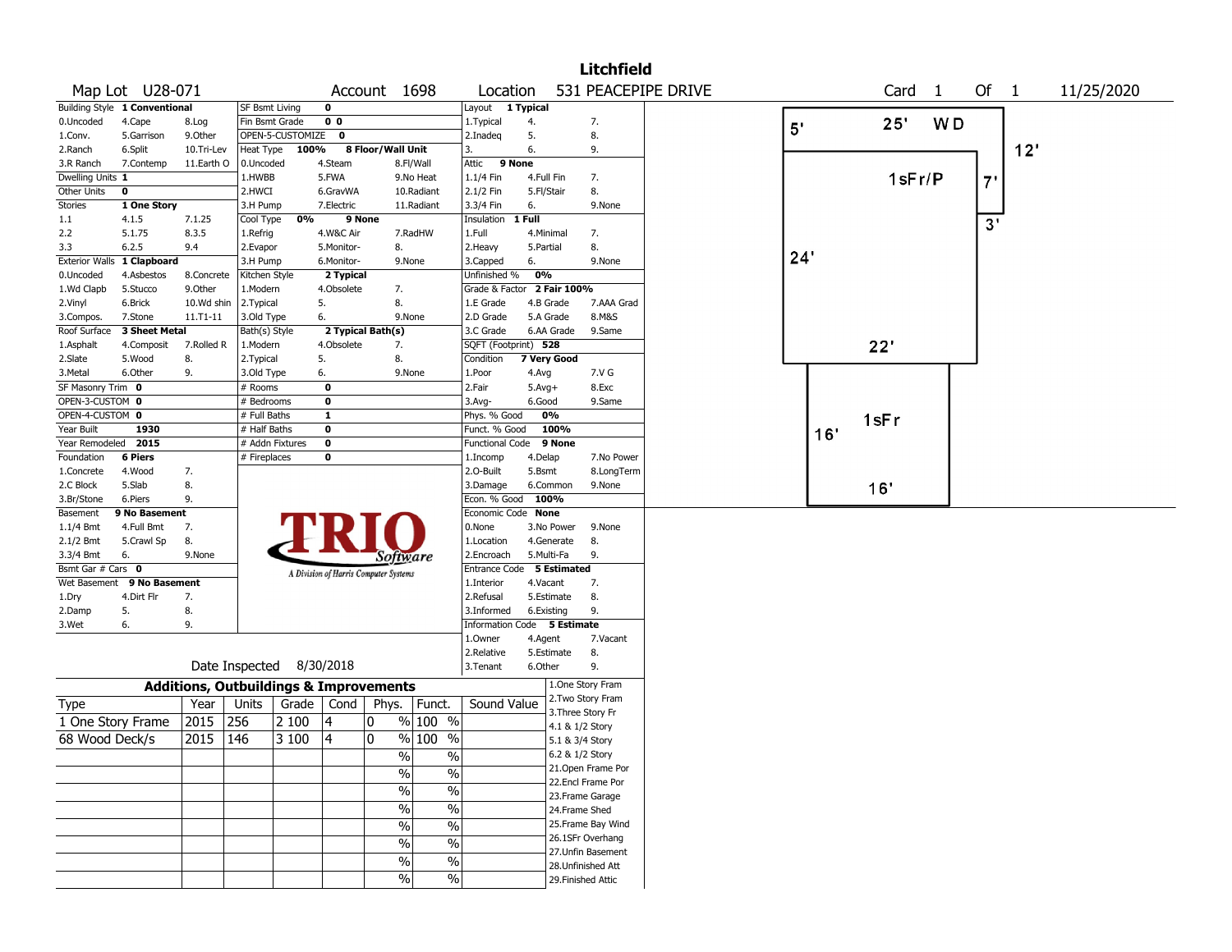# Litchfield

Map Lot U28-071 | Account 1698 | Location 531 PEACEPIPE DRIVE | Card 1 Of 1 | 11/25/2020

| Building Style | 1 Conventional | | SF Bsmt Living | 0 | | Layout | 1 Typical | |
|---|---|---|---|---|---|---|---|---|
| 0.Uncoded | 4.Cape | 8.Log | Fin Bsmt Grade | 0 0 | | 1.Typical | 4. | 7. |
| 1.Conv. | 5.Garrison | 9.Other | OPEN-5-CUSTOMIZE | 0 | | 2.Inadeq | 5. | 8. |
| 2.Ranch | 6.Split | 10.Tri-Lev | Heat Type 100% | 8 Floor/Wall Unit | | 3. | 6. | 9. |
| 3.R Ranch | 7.Contemp | 11.Earth O | 0.Uncoded | 4.Steam | 8.Fl/Wall | Attic | 9 None | |
| Dwelling Units | 1 | | 1.HWBB | 5.FWA | 9.No Heat | 1.1/4 Fin | 4.Full Fin | 7. |
| Other Units | 0 | | 2.HWCI | 6.GravWA | 10.Radiant | 2.1/2 Fin | 5.Fl/Stair | 8. |
| Stories | 1 One Story | | 3.H Pump | 7.Electric | 11.Radiant | 3.3/4 Fin | 6. | 9.None |
| 1.1 | 4.1.5 | 7.1.25 | Cool Type 0% | 9 None | | Insulation | 1 Full | |
| 2.2 | 5.1.75 | 8.3.5 | 1.Refrig | 4.W&C Air | 7.RadHW | 1.Full | 4.Minimal | 7. |
| 3.3 | 6.2.5 | 9.4 | 2.Evapor | 5.Monitor- | 8. | 2.Heavy | 5.Partial | 8. |
| Exterior Walls | 1 Clapboard | | 3.H Pump | 6.Monitor- | 9.None | 3.Capped | 6. | 9.None |
| 0.Uncoded | 4.Asbestos | 8.Concrete | Kitchen Style | 2 Typical | | Unfinished % | 0% | |
| 1.Wd Clapb | 5.Stucco | 9.Other | 1.Modern | 4.Obsolete | 7. | Grade & Factor | 2 Fair 100% | |
| 2.Vinyl | 6.Brick | 10.Wd shin | 2.Typical | 5. | 8. | 1.E Grade | 4.B Grade | 7.AAA Grad |
| 3.Compos. | 7.Stone | 11.T1-11 | 3.Old Type | 6. | 9.None | 2.D Grade | 5.A Grade | 8.M&S |
| Roof Surface | 3 Sheet Metal | | Bath(s) Style | 2 Typical Bath(s) | | 3.C Grade | 6.AA Grade | 9.Same |
| 1.Asphalt | 4.Composit | 7.Rolled R | 1.Modern | 4.Obsolete | 7. | SQFT (Footprint) | 528 | |
| 2.Slate | 5.Wood | 8. | 2.Typical | 5. | 8. | Condition | 7 Very Good | |
| 3.Metal | 6.Other | 9. | 3.Old Type | 6. | 9.None | 1.Poor | 4.Avg | 7.V G |
| SF Masonry Trim | 0 | | # Rooms | 0 | | 2.Fair | 5.Avg+ | 8.Exc |
| OPEN-3-CUSTOM | 0 | | # Bedrooms | 0 | | 3.Avg- | 6.Good | 9.Same |
| OPEN-4-CUSTOM | 0 | | # Full Baths | 1 | | Phys. % Good | 0% | |
| Year Built | 1930 | | # Half Baths | 0 | | Funct. % Good | 100% | |
| Year Remodeled | 2015 | | # Addn Fixtures | 0 | | Functional Code | 9 None | |
| Foundation | 6 Piers | | # Fireplaces | 0 | | 1.Incomp | 4.Delap | 7.No Power |
| 1.Concrete | 4.Wood | 7. | | | | 2.O-Built | 5.Bsmt | 8.LongTerm |
| 2.C Block | 5.Slab | 8. | | | | 3.Damage | 6.Common | 9.None |
| 3.Br/Stone | 6.Piers | 9. | | | | Econ. % Good | 100% | |
| Basement | 9 No Basement | | | | | Economic Code | None | |
| 1.1/4 Bmt | 4.Full Bmt | 7. | | | | 0.None | 3.No Power | 9.None |
| 2.1/2 Bmt | 5.Crawl Sp | 8. | | | | 1.Location | 4.Generate | 8. |
| 3.3/4 Bmt | 6. | 9.None | | | | 2.Encroach | 5.Multi-Fa | 9. |
| Bsmt Gar # Cars | 0 | | | | | Entrance Code | 5 Estimated | |
| Wet Basement | 9 No Basement | | | | | 1.Interior | 4.Vacant | 7. |
| 1.Dry | 4.Dirt Flr | 7. | | | | 2.Refusal | 5.Estimate | 8. |
| 2.Damp | 5. | 8. | | | | 3.Informed | 6.Existing | 9. |
| 3.Wet | 6. | 9. | | | | Information Code | 5 Estimate | |
| | | | | | | 1.Owner | 4.Agent | 7.Vacant |
| | | | | | | 2.Relative | 5.Estimate | 8. |
| | | | Date Inspected | 8/30/2018 | | 3.Tenant | 6.Other | 9. |

TRIO Software — A Division of Harris Computer Systems

## Additions, Outbuildings & Improvements

| Type | Year | Units | Grade | Cond | Phys. | Funct. | Sound Value |
|---|---|---|---|---|---|---|---|
| 1 One Story Frame | 2015 | 256 | 2 100 | 4 | 0 % | 100 % | |
| 68 Wood Deck/s | 2015 | 146 | 3 100 | 4 | 0 % | 100 % | |
| | | | | | % | % | |
| | | | | | % | % | |
| | | | | | % | % | |
| | | | | | % | % | |
| | | | | | % | % | |
| | | | | | % | % | |
| | | | | | % | % | |
| | | | | | % | % | |

1.One Story Fram
2.Two Story Fram
3.Three Story Fr
4.1 & 1/2 Story
5.1 & 3/4 Story
6.2 & 1/2 Story
21.Open Frame Por
22.Encl Frame Por
23.Frame Garage
24.Frame Shed
25.Frame Bay Wind
26.1SFr Overhang
27.Unfin Basement
28.Unfinished Att
29.Finished Attic

Sketch: 5' 25' WD 12' | 1sFr/P 7' 3' 24' 22' | 1sFr 16' 16'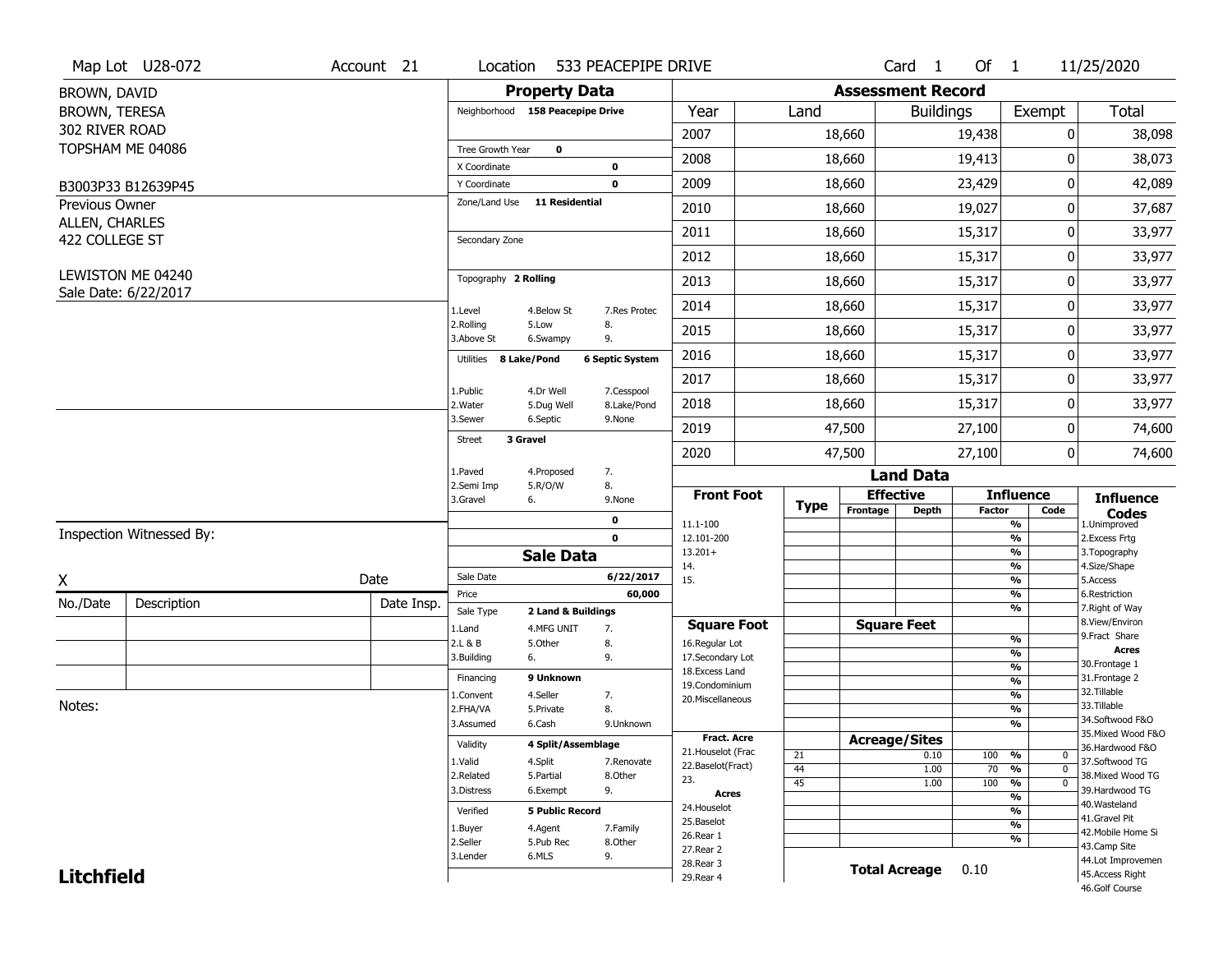Map Lot U28-072 | Account 21 | Location 533 PEACEPIPE DRIVE | Card 1 Of 1 | 11/25/2020

BROWN, DAVID
BROWN, TERESA
302 RIVER ROAD
TOPSHAM ME 04086

B3003P33 B12639P45

Previous Owner
ALLEN, CHARLES
422 COLLEGE ST

LEWISTON ME 04240
Sale Date: 6/22/2017

## Property Data

Neighborhood **158 Peacepipe Drive**

Tree Growth Year **0**
X Coordinate **0**
Y Coordinate **0**
Zone/Land Use **11 Residential**

Secondary Zone

Topography **2 Rolling**

1.Level 4.Below St 7.Res Protec
2.Rolling 5.Low 8.
3.Above St 6.Swampy 9.

Utilities **8 Lake/Pond** **6 Septic System**

1.Public 4.Dr Well 7.Cesspool
2.Water 5.Dug Well 8.Lake/Pond
3.Sewer 6.Septic 9.None

Street **3 Gravel**

1.Paved 4.Proposed 7.
2.Semi Imp 5.R/O/W 8.
3.Gravel 6. 9.None

0
0

## Sale Data

Sale Date **6/22/2017**
Price **60,000**
Sale Type **2 Land & Buildings**

1.Land 4.MFG UNIT 7.
2.L & B 5.Other 8.
3.Building 6. 9.

Financing **9 Unknown**

1.Convent 4.Seller 7.
2.FHA/VA 5.Private 8.
3.Assumed 6.Cash 9.Unknown

Validity **4 Split/Assemblage**

1.Valid 4.Split 7.Renovate
2.Related 5.Partial 8.Other
3.Distress 6.Exempt 9.

Verified **5 Public Record**

1.Buyer 4.Agent 7.Family
2.Seller 5.Pub Rec 8.Other
3.Lender 6.MLS 9.

## Assessment Record

| Year | Land | Buildings | Exempt | Total |
|---|---|---|---|---|
| 2007 | 18,660 | 19,438 | 0 | 38,098 |
| 2008 | 18,660 | 19,413 | 0 | 38,073 |
| 2009 | 18,660 | 23,429 | 0 | 42,089 |
| 2010 | 18,660 | 19,027 | 0 | 37,687 |
| 2011 | 18,660 | 15,317 | 0 | 33,977 |
| 2012 | 18,660 | 15,317 | 0 | 33,977 |
| 2013 | 18,660 | 15,317 | 0 | 33,977 |
| 2014 | 18,660 | 15,317 | 0 | 33,977 |
| 2015 | 18,660 | 15,317 | 0 | 33,977 |
| 2016 | 18,660 | 15,317 | 0 | 33,977 |
| 2017 | 18,660 | 15,317 | 0 | 33,977 |
| 2018 | 18,660 | 15,317 | 0 | 33,977 |
| 2019 | 47,500 | 27,100 | 0 | 74,600 |
| 2020 | 47,500 | 27,100 | 0 | 74,600 |

## Land Data

| Front Foot | Type | Effective Frontage | Effective Depth | Influence Factor | Influence Code |
|---|---|---|---|---|---|
| 11.1-100 | | | | % | |
| 12.101-200 | | | | % | |
| 13.201+ | | | | % | |
| 14. | | | | % | |
| 15. | | | | % | |
| | | | | % | |
| | | | | % | |

| Square Foot | Square Feet | Influence Factor | Influence Code |
|---|---|---|---|
| 16.Regular Lot | | % | |
| 17.Secondary Lot | | % | |
| 18.Excess Land | | % | |
| 19.Condominium | | % | |
| 20.Miscellaneous | | % | |
| | | % | |
| | | % | |

| Fract. Acre | Type | Acreage/Sites | Influence Factor | Influence Code |
|---|---|---|---|---|
| 21.Houselot (Frac | 21 | 0.10 | 100 % | 0 |
| 22.Baselot(Fract) | 44 | 1.00 | 70 % | 0 |
| 23. | 45 | 1.00 | 100 % | 0 |
| **Acres** | | | % | |
| 24.Houselot | | | % | |
| 25.Baselot | | | % | |
| 26.Rear 1 | | | % | |
| 27.Rear 2 | | | | |
| 28.Rear 3 | | | | |
| 29.Rear 4 | | | | |

**Total Acreage** 0.10

### Influence Codes

1.Unimproved
2.Excess Frtg
3.Topography
4.Size/Shape
5.Access
6.Restriction
7.Right of Way
8.View/Environ
9.Fract Share

**Acres**

30.Frontage 1
31.Frontage 2
32.Tillable
33.Tillable
34.Softwood F&O
35.Mixed Wood F&O
36.Hardwood F&O
37.Softwood TG
38.Mixed Wood TG
39.Hardwood TG
40.Wasteland
41.Gravel Pit
42.Mobile Home Si
43.Camp Site
44.Lot Improvemen
45.Access Right
46.Golf Course

Inspection Witnessed By:

X Date

| No./Date | Description | Date Insp. |
|---|---|---|
| | | |
| | | |
| | | |

Notes:

**Litchfield**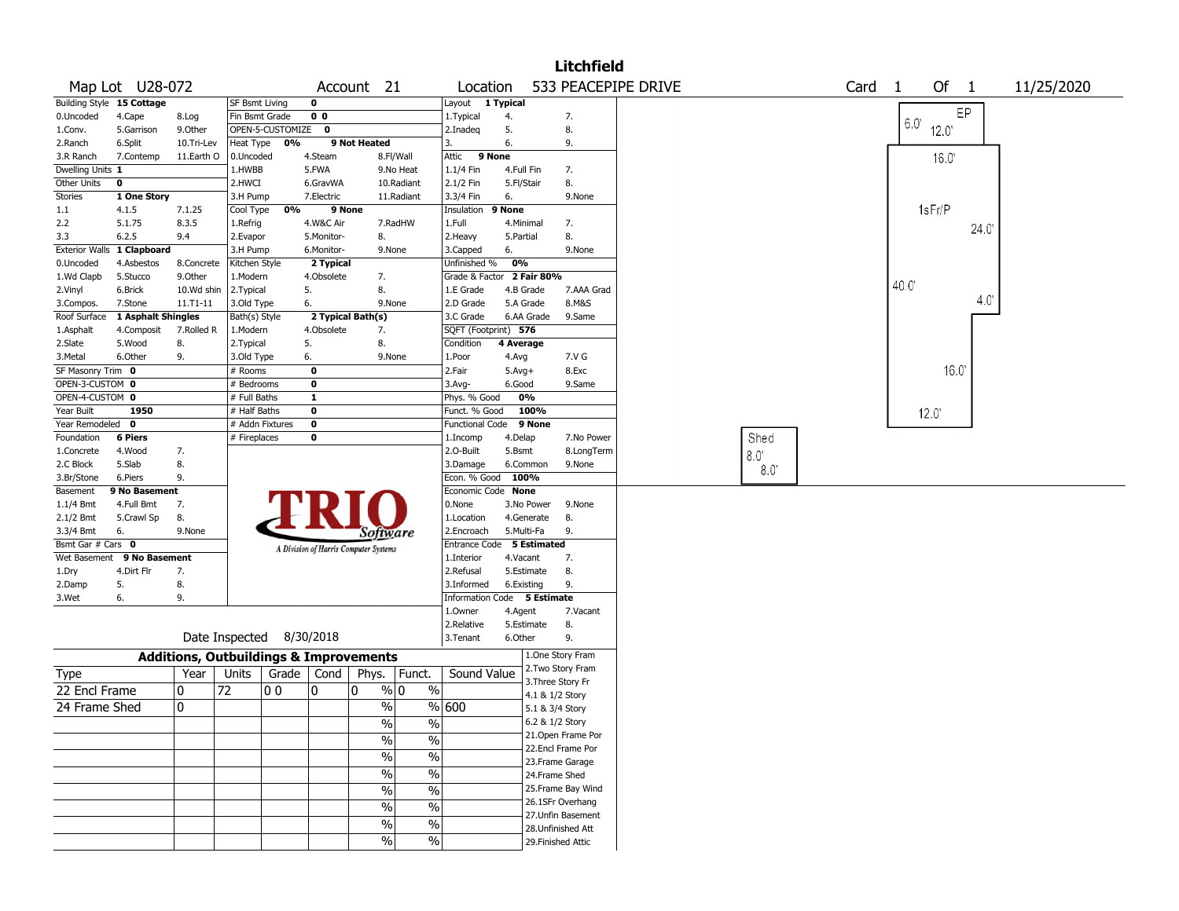# Litchfield

**Map Lot** U28-072 **Account** 21 **Location** 533 PEACEPIPE DRIVE **Card** 1 **Of** 1 11/25/2020

| Building Style | 15 Cottage | | SF Bsmt Living | 0 | | | Layout | 1 Typical | |
|---|---|---|---|---|---|---|---|---|---|
| 0.Uncoded | 4.Cape | 8.Log | Fin Bsmt Grade | 0 0 | | | 1.Typical | 4. | 7. |
| 1.Conv. | 5.Garrison | 9.Other | OPEN-5-CUSTOMIZE | 0 | | | 2.Inadeq | 5. | 8. |
| 2.Ranch | 6.Split | 10.Tri-Lev | Heat Type 0% | 9 Not Heated | | | 3. | 6. | 9. |
| 3.R Ranch | 7.Contemp | 11.Earth O | 0.Uncoded | 4.Steam | 8.Fl/Wall | | Attic | 9 None | |
| Dwelling Units | 1 | | 1.HWBB | 5.FWA | 9.No Heat | | 1.1/4 Fin | 4.Full Fin | 7. |
| Other Units | 0 | | 2.HWCI | 6.GravWA | 10.Radiant | | 2.1/2 Fin | 5.Fl/Stair | 8. |
| Stories | 1 One Story | | 3.H Pump | 7.Electric | 11.Radiant | | 3.3/4 Fin | 6. | 9.None |
| 1.1 | 4.1.5 | 7.1.25 | Cool Type 0% | 9 None | | | Insulation | 9 None | |
| 2.2 | 5.1.75 | 8.3.5 | 1.Refrig | 4.W&C Air | 7.RadHW | | 1.Full | 4.Minimal | 7. |
| 3.3 | 6.2.5 | 9.4 | 2.Evapor | 5.Monitor- | 8. | | 2.Heavy | 5.Partial | 8. |
| Exterior Walls | 1 Clapboard | | 3.H Pump | 6.Monitor- | 9.None | | 3.Capped | 6. | 9.None |
| 0.Uncoded | 4.Asbestos | 8.Concrete | Kitchen Style | 2 Typical | | | Unfinished % | 0% | |
| 1.Wd Clapb | 5.Stucco | 9.Other | 1.Modern | 4.Obsolete | 7. | | Grade & Factor | 2 Fair 80% | |
| 2.Vinyl | 6.Brick | 10.Wd shin | 2.Typical | 5. | 8. | | 1.E Grade | 4.B Grade | 7.AAA Grad |
| 3.Compos. | 7.Stone | 11.T1-11 | 3.Old Type | 6. | 9.None | | 2.D Grade | 5.A Grade | 8.M&S |
| Roof Surface | 1 Asphalt Shingles | | Bath(s) Style | 2 Typical Bath(s) | | | 3.C Grade | 6.AA Grade | 9.Same |
| 1.Asphalt | 4.Composit | 7.Rolled R | 1.Modern | 4.Obsolete | 7. | | SQFT (Footprint) | 576 | |
| 2.Slate | 5.Wood | 8. | 2.Typical | 5. | 8. | | Condition | 4 Average | |
| 3.Metal | 6.Other | 9. | 3.Old Type | 6. | 9.None | | 1.Poor | 4.Avg | 7.V G |
| SF Masonry Trim | 0 | | # Rooms | 0 | | | 2.Fair | 5.Avg+ | 8.Exc |
| OPEN-3-CUSTOM | 0 | | # Bedrooms | 0 | | | 3.Avg- | 6.Good | 9.Same |
| OPEN-4-CUSTOM | 0 | | # Full Baths | 1 | | | Phys. % Good | 0% | |
| Year Built | 1950 | | # Half Baths | 0 | | | Funct. % Good | 100% | |
| Year Remodeled | 0 | | # Addn Fixtures | 0 | | | Functional Code | 9 None | |
| Foundation | 6 Piers | | # Fireplaces | 0 | | | 1.Incomp | 4.Delap | 7.No Power |
| 1.Concrete | 4.Wood | 7. | | | | | 2.O-Built | 5.Bsmt | 8.LongTerm |
| 2.C Block | 5.Slab | 8. | | | | | 3.Damage | 6.Common | 9.None |
| 3.Br/Stone | 6.Piers | 9. | | | | | Econ. % Good | 100% | |
| Basement | 9 No Basement | | | | | | Economic Code | None | |
| 1.1/4 Bmt | 4.Full Bmt | 7. | | | | | 0.None | 3.No Power | 9.None |
| 2.1/2 Bmt | 5.Crawl Sp | 8. | | | | | 1.Location | 4.Generate | 8. |
| 3.3/4 Bmt | 6. | 9.None | | | | | 2.Encroach | 5.Multi-Fa | 9. |
| Bsmt Gar # Cars | 0 | | | | | | Entrance Code | 5 Estimated | |
| Wet Basement | 9 No Basement | | | | | | 1.Interior | 4.Vacant | 7. |
| 1.Dry | 4.Dirt Flr | 7. | | | | | 2.Refusal | 5.Estimate | 8. |
| 2.Damp | 5. | 8. | | | | | 3.Informed | 6.Existing | 9. |
| 3.Wet | 6. | 9. | | | | | Information Code | 5 Estimate | |
| | | | | | | | 1.Owner | 4.Agent | 7.Vacant |
| | | | | | | | 2.Relative | 5.Estimate | 8. |
| | | | Date Inspected | 8/30/2018 | | | 3.Tenant | 6.Other | 9. |

TRIO Software — A Division of Harris Computer Systems

## Additions, Outbuildings & Improvements

| Type | Year | Units | Grade | Cond | Phys. | Funct. | Sound Value |
|---|---|---|---|---|---|---|---|
| 22 Encl Frame | 0 | 72 | 0 0 | 0 | 0 % | 0 % | |
| 24 Frame Shed | 0 | | | | % | % | 600 |
| | | | | | % | % | |
| | | | | | % | % | |
| | | | | | % | % | |
| | | | | | % | % | |
| | | | | | % | % | |
| | | | | | % | % | |
| | | | | | % | % | |
| | | | | | % | % | |

1.One Story Fram
2.Two Story Fram
3.Three Story Fr
4.1 & 1/2 Story
5.1 & 3/4 Story
6.2 & 1/2 Story
21.Open Frame Por
22.Encl Frame Por
23.Frame Garage
24.Frame Shed
25.Frame Bay Wind
26.1SFr Overhang
27.Unfin Basement
28.Unfinished Att
29.Finished Attic

Sketch labels: EP 6.0' 12.0'; 16.0'; 1sFr/P; 24.0'; 40.0'; 4.0'; 16.0'; 12.0'; Shed 8.0' 8.0'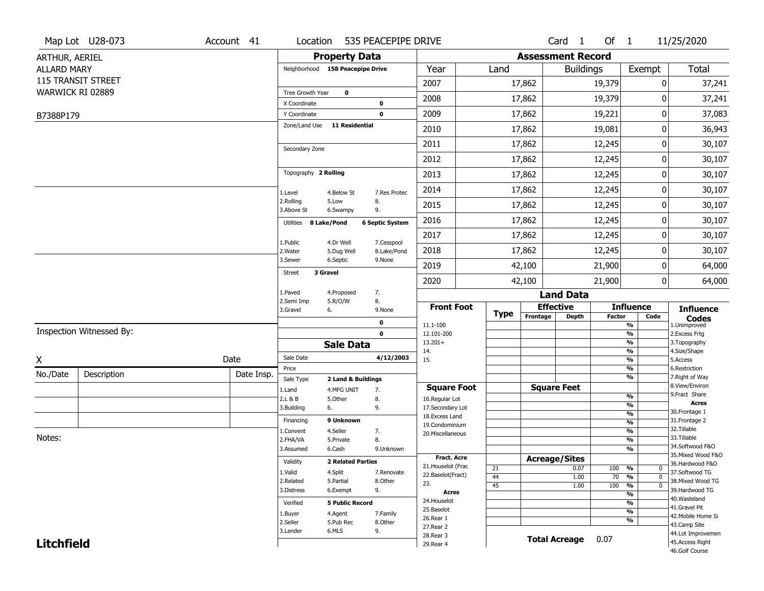Map Lot U28-073 | Account 41 | Location 535 PEACEPIPE DRIVE | Card 1 Of 1 | 11/25/2020

ARTHUR, AERIEL
ALLARD MARY
115 TRANSIT STREET
WARWICK RI 02889

B7388P179

## Property Data

Neighborhood **158 Peacepipe Drive**

Tree Growth Year **0**
X Coordinate **0**
Y Coordinate **0**
Zone/Land Use **11 Residential**

Secondary Zone

Topography **2 Rolling**

1.Level 4.Below St 7.Res Protec
2.Rolling 5.Low 8.
3.Above St 6.Swampy 9.

Utilities **8 Lake/Pond** **6 Septic System**

1.Public 4.Dr Well 7.Cesspool
2.Water 5.Dug Well 8.Lake/Pond
3.Sewer 6.Septic 9.None

Street **3 Gravel**

1.Paved 4.Proposed 7.
2.Semi Imp 5.R/O/W 8.
3.Gravel 6. 9.None

**0**
**0**

## Sale Data

Sale Date **4/12/2003**
Price
Sale Type **2 Land & Buildings**

1.Land 4.MFG UNIT 7.
2.L & B 5.Other 8.
3.Building 6. 9.

Financing **9 Unknown**

1.Convent 4.Seller 7.
2.FHA/VA 5.Private 8.
3.Assumed 6.Cash 9.Unknown

Validity **2 Related Parties**

1.Valid 4.Split 7.Renovate
2.Related 5.Partial 8.Other
3.Distress 6.Exempt 9.

Verified **5 Public Record**

1.Buyer 4.Agent 7.Family
2.Seller 5.Pub Rec 8.Other
3.Lender 6.MLS 9.

Inspection Witnessed By:

X Date

| No./Date | Description | Date Insp. |
|---|---|---|
| | | |
| | | |
| | | |

Notes:

## Assessment Record

| Year | Land | Buildings | Exempt | Total |
|---|---|---|---|---|
| 2007 | 17,862 | 19,379 | 0 | 37,241 |
| 2008 | 17,862 | 19,379 | 0 | 37,241 |
| 2009 | 17,862 | 19,221 | 0 | 37,083 |
| 2010 | 17,862 | 19,081 | 0 | 36,943 |
| 2011 | 17,862 | 12,245 | 0 | 30,107 |
| 2012 | 17,862 | 12,245 | 0 | 30,107 |
| 2013 | 17,862 | 12,245 | 0 | 30,107 |
| 2014 | 17,862 | 12,245 | 0 | 30,107 |
| 2015 | 17,862 | 12,245 | 0 | 30,107 |
| 2016 | 17,862 | 12,245 | 0 | 30,107 |
| 2017 | 17,862 | 12,245 | 0 | 30,107 |
| 2018 | 17,862 | 12,245 | 0 | 30,107 |
| 2019 | 42,100 | 21,900 | 0 | 64,000 |
| 2020 | 42,100 | 21,900 | 0 | 64,000 |

## Land Data

| Front Foot | Type | Effective Frontage | Effective Depth | Influence Factor | Influence Code |
|---|---|---|---|---|---|
| 11.1-100 | | | | % | |
| 12.101-200 | | | | % | |
| 13.201+ | | | | % | |
| 14. | | | | % | |
| 15. | | | | % | |
| | | | | % | |
| | | | | % | |
| **Square Foot** | | **Square Feet** | | | |
| 16.Regular Lot | | | | % | |
| 17.Secondary Lot | | | | % | |
| 18.Excess Land | | | | % | |
| 19.Condominium | | | | % | |
| 20.Miscellaneous | | | | % | |
| | | | | % | |
| | | | | % | |
| **Fract. Acre** | | **Acreage/Sites** | | | |
| 21.Houselot (Frac | 21 | | 0.07 | 100 % | 0 |
| 22.Baselot(Fract) | 44 | | 1.00 | 70 % | 0 |
| 23. | 45 | | 1.00 | 100 % | 0 |
| **Acres** | | | | % | |
| 24.Houselot | | | | % | |
| 25.Baselot | | | | % | |
| 26.Rear 1 | | | | % | |
| 27.Rear 2 | | | | | |
| 28.Rear 3 | | | | | |
| 29.Rear 4 | | | | | |

**Total Acreage** 0.07

**Influence Codes**
1.Unimproved
2.Excess Frtg
3.Topography
4.Size/Shape
5.Access
6.Restriction
7.Right of Way
8.View/Environ
9.Fract Share
**Acres**
30.Frontage 1
31.Frontage 2
32.Tillable
33.Tillable
34.Softwood F&O
35.Mixed Wood F&O
36.Hardwood F&O
37.Softwood TG
38.Mixed Wood TG
39.Hardwood TG
40.Wasteland
41.Gravel Pit
42.Mobile Home Si
43.Camp Site
44.Lot Improvemen
45.Access Right
46.Golf Course

**Litchfield**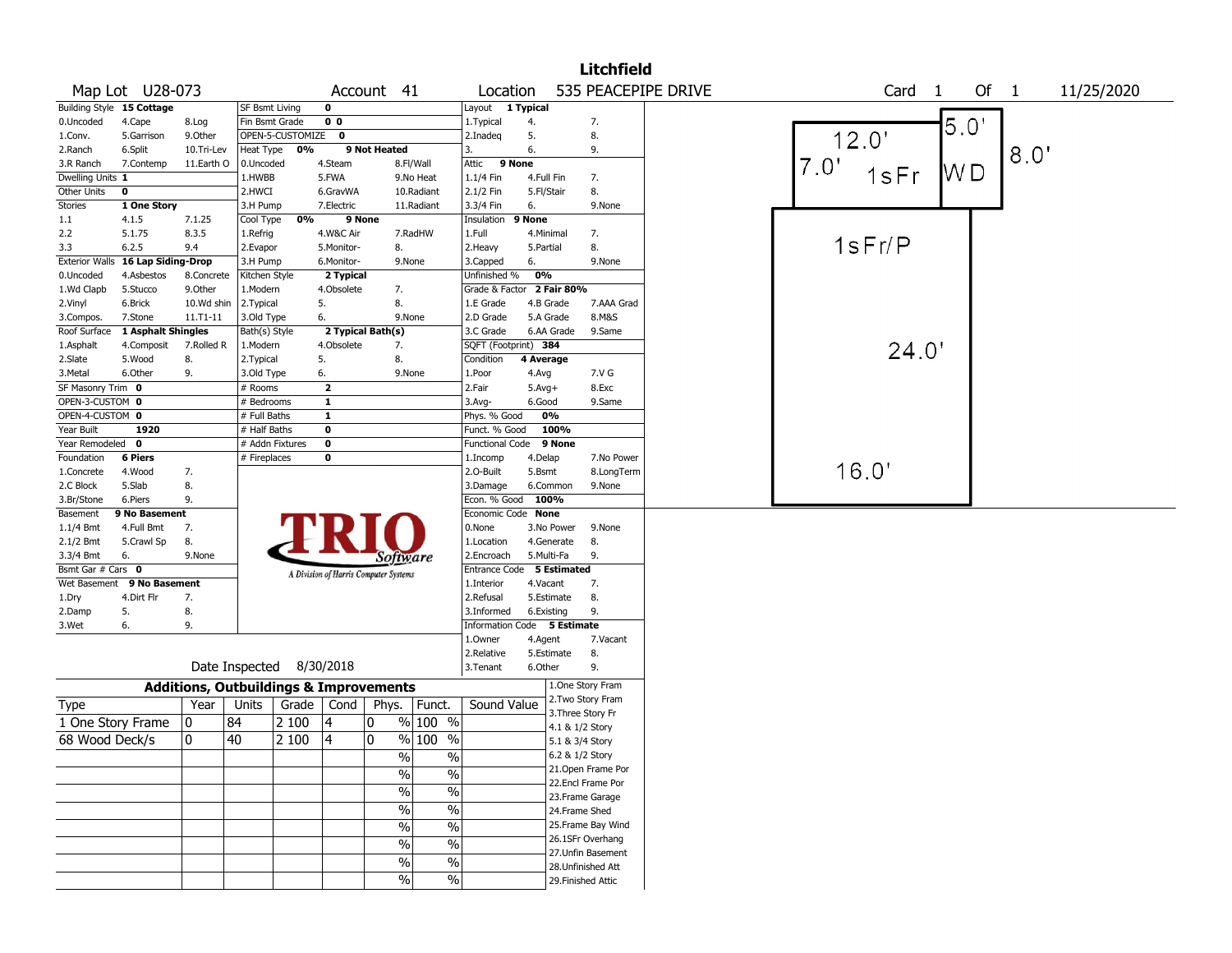# Litchfield

Map Lot U28-073 | Account 41 | Location 535 PEACEPIPE DRIVE | Card 1 Of 1 | 11/25/2020

| Building Style | 15 Cottage | | SF Bsmt Living | 0 | | Layout | 1 Typical | |
|---|---|---|---|---|---|---|---|---|
| 0.Uncoded | 4.Cape | 8.Log | Fin Bsmt Grade | 0 0 | | 1.Typical | 4. | 7. |
| 1.Conv. | 5.Garrison | 9.Other | OPEN-5-CUSTOMIZE | 0 | | 2.Inadeq | 5. | 8. |
| 2.Ranch | 6.Split | 10.Tri-Lev | Heat Type | 0% | 9 Not Heated | 3. | 6. | 9. |
| 3.R Ranch | 7.Contemp | 11.Earth O | 0.Uncoded | 4.Steam | 8.Fl/Wall | Attic | 9 None | |
| Dwelling Units | 1 | | 1.HWBB | 5.FWA | 9.No Heat | 1.1/4 Fin | 4.Full Fin | 7. |
| Other Units | 0 | | 2.HWCI | 6.GravWA | 10.Radiant | 2.1/2 Fin | 5.Fl/Stair | 8. |
| Stories | 1 One Story | | 3.H Pump | 7.Electric | 11.Radiant | 3.3/4 Fin | 6. | 9.None |
| 1.1 | 4.1.5 | 7.1.25 | Cool Type | 0% | 9 None | Insulation | 9 None | |
| 2.2 | 5.1.75 | 8.3.5 | 1.Refrig | 4.W&C Air | 7.RadHW | 1.Full | 4.Minimal | 7. |
| 3.3 | 6.2.5 | 9.4 | 2.Evapor | 5.Monitor- | 8. | 2.Heavy | 5.Partial | 8. |
| Exterior Walls | 16 Lap Siding-Drop | | 3.H Pump | 6.Monitor- | 9.None | 3.Capped | 6. | 9.None |
| 0.Uncoded | 4.Asbestos | 8.Concrete | Kitchen Style | 2 Typical | | Unfinished % | 0% | |
| 1.Wd Clapb | 5.Stucco | 9.Other | 1.Modern | 4.Obsolete | 7. | Grade & Factor | 2 Fair 80% | |
| 2.Vinyl | 6.Brick | 10.Wd shin | 2.Typical | 5. | 8. | 1.E Grade | 4.B Grade | 7.AAA Grad |
| 3.Compos. | 7.Stone | 11.T1-11 | 3.Old Type | 6. | 9.None | 2.D Grade | 5.A Grade | 8.M&S |
| Roof Surface | 1 Asphalt Shingles | | Bath(s) Style | 2 Typical Bath(s) | | 3.C Grade | 6.AA Grade | 9.Same |
| 1.Asphalt | 4.Composit | 7.Rolled R | 1.Modern | 4.Obsolete | 7. | SQFT (Footprint) | 384 | |
| 2.Slate | 5.Wood | 8. | 2.Typical | 5. | 8. | Condition | 4 Average | |
| 3.Metal | 6.Other | 9. | 3.Old Type | 6. | 9.None | 1.Poor | 4.Avg | 7.V G |
| SF Masonry Trim | 0 | | # Rooms | 2 | | 2.Fair | 5.Avg+ | 8.Exc |
| OPEN-3-CUSTOM | 0 | | # Bedrooms | 1 | | 3.Avg- | 6.Good | 9.Same |
| OPEN-4-CUSTOM | 0 | | # Full Baths | 1 | | Phys. % Good | 0% | |
| Year Built | 1920 | | # Half Baths | 0 | | Funct. % Good | 100% | |
| Year Remodeled | 0 | | # Addn Fixtures | 0 | | Functional Code | 9 None | |
| Foundation | 6 Piers | | # Fireplaces | 0 | | 1.Incomp | 4.Delap | 7.No Power |
| 1.Concrete | 4.Wood | 7. | | | | 2.O-Built | 5.Bsmt | 8.LongTerm |
| 2.C Block | 5.Slab | 8. | | | | 3.Damage | 6.Common | 9.None |
| 3.Br/Stone | 6.Piers | 9. | | | | Econ. % Good | 100% | |
| Basement | 9 No Basement | | | | | Economic Code | None | |
| 1.1/4 Bmt | 4.Full Bmt | 7. | | | | 0.None | 3.No Power | 9.None |
| 2.1/2 Bmt | 5.Crawl Sp | 8. | | | | 1.Location | 4.Generate | 8. |
| 3.3/4 Bmt | 6. | 9.None | | | | 2.Encroach | 5.Multi-Fa | 9. |
| Bsmt Gar # Cars | 0 | | | | | Entrance Code | 5 Estimated | |
| Wet Basement | 9 No Basement | | | | | 1.Interior | 4.Vacant | 7. |
| 1.Dry | 4.Dirt Flr | 7. | | | | 2.Refusal | 5.Estimate | 8. |
| 2.Damp | 5. | 8. | | | | 3.Informed | 6.Existing | 9. |
| 3.Wet | 6. | 9. | | | | Information Code | 5 Estimate | |
| | | | | | | 1.Owner | 4.Agent | 7.Vacant |
| | | | | | | 2.Relative | 5.Estimate | 8. |
| | | | | | | 3.Tenant | 6.Other | 9. |

TRIO Software — A Division of Harris Computer Systems

Date Inspected 8/30/2018

## Additions, Outbuildings & Improvements

| Type | Year | Units | Grade | Cond | Phys. | Funct. | Sound Value |
|---|---|---|---|---|---|---|---|
| 1 One Story Frame | 0 | 84 | 2 100 | 4 | 0 % | 100 % | |
| 68 Wood Deck/s | 0 | 40 | 2 100 | 4 | 0 % | 100 % | |
| | | | | | % | % | |
| | | | | | % | % | |
| | | | | | % | % | |
| | | | | | % | % | |
| | | | | | % | % | |
| | | | | | % | % | |
| | | | | | % | % | |
| | | | | | % | % | |

1.One Story Fram
2.Two Story Fram
3.Three Story Fr
4.1 & 1/2 Story
5.1 & 3/4 Story
6.2 & 1/2 Story
21.Open Frame Por
22.Encl Frame Por
23.Frame Garage
24.Frame Shed
25.Frame Bay Wind
26.1SFr Overhang
27.Unfin Basement
28.Unfinished Att
29.Finished Attic

Sketch: 12.0' | 5.0' | 8.0' | 7.0' | 1sFr | WD | 1sFr/P | 24.0' | 16.0'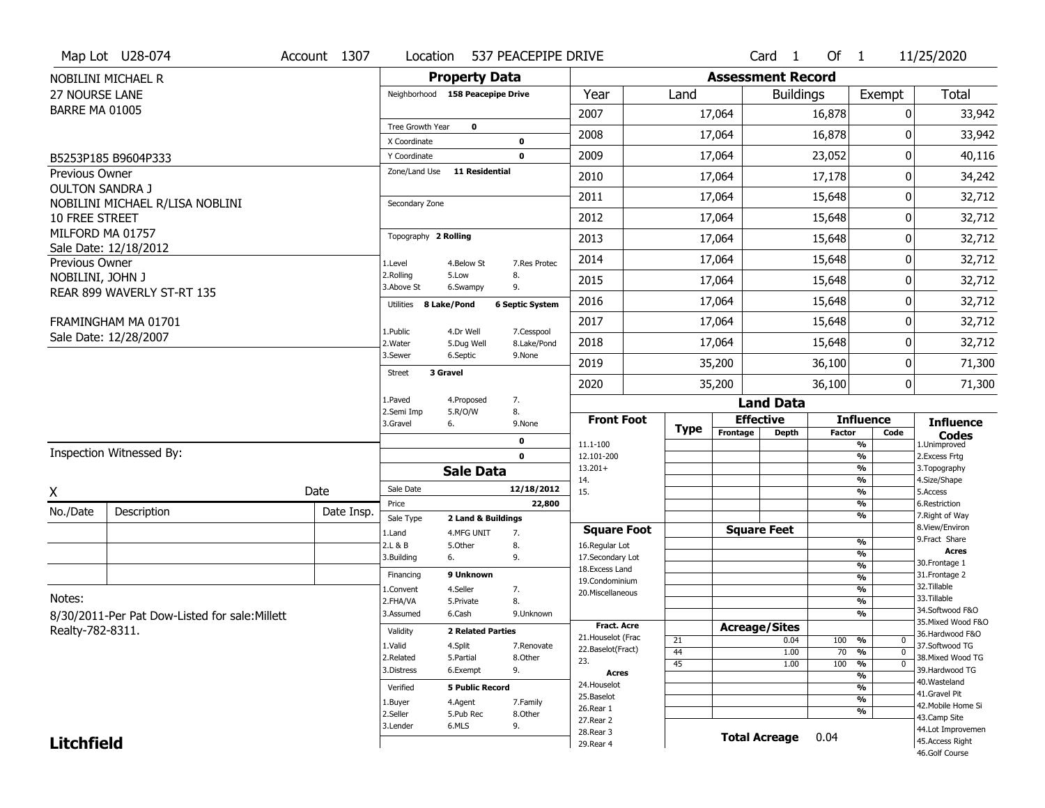Map Lot U28-074 | Account 1307 | Location 537 PEACEPIPE DRIVE | Card 1 Of 1 | 11/25/2020

NOBILINI MICHAEL R
27 NOURSE LANE
BARRE MA 01005

B5253P185 B9604P333

Previous Owner
OULTON SANDRA J
NOBILINI MICHAEL R/LISA NOBLINI
10 FREE STREET
MILFORD MA 01757
Sale Date: 12/18/2012

Previous Owner
NOBILINI, JOHN J
REAR 899 WAVERLY ST-RT 135
FRAMINGHAM MA 01701
Sale Date: 12/28/2007

## Property Data

Neighborhood 158 Peacepipe Drive

Tree Growth Year 0
X Coordinate 0
Y Coordinate 0
Zone/Land Use 11 Residential

Secondary Zone

Topography 2 Rolling

| 1.Level | 4.Below St | 7.Res Protec |
|---|---|---|
| 2.Rolling | 5.Low | 8. |
| 3.Above St | 6.Swampy | 9. |

Utilities 8 Lake/Pond 6 Septic System

| 1.Public | 4.Dr Well | 7.Cesspool |
|---|---|---|
| 2.Water | 5.Dug Well | 8.Lake/Pond |
| 3.Sewer | 6.Septic | 9.None |

Street 3 Gravel

| 1.Paved | 4.Proposed | 7. |
|---|---|---|
| 2.Semi Imp | 5.R/O/W | 8. |
| 3.Gravel | 6. | 9.None |

0
0

## Sale Data

Sale Date 12/18/2012
Price 22,800
Sale Type 2 Land & Buildings

| 1.Land | 4.MFG UNIT | 7. |
|---|---|---|
| 2.L & B | 5.Other | 8. |
| 3.Building | 6. | 9. |

Financing 9 Unknown

| 1.Convent | 4.Seller | 7. |
|---|---|---|
| 2.FHA/VA | 5.Private | 8. |
| 3.Assumed | 6.Cash | 9.Unknown |

Validity 2 Related Parties

| 1.Valid | 4.Split | 7.Renovate |
|---|---|---|
| 2.Related | 5.Partial | 8.Other |
| 3.Distress | 6.Exempt | 9. |

Verified 5 Public Record

| 1.Buyer | 4.Agent | 7.Family |
|---|---|---|
| 2.Seller | 5.Pub Rec | 8.Other |
| 3.Lender | 6.MLS | 9. |

## Assessment Record

| Year | Land | Buildings | Exempt | Total |
|---|---|---|---|---|
| 2007 | 17,064 | 16,878 | 0 | 33,942 |
| 2008 | 17,064 | 16,878 | 0 | 33,942 |
| 2009 | 17,064 | 23,052 | 0 | 40,116 |
| 2010 | 17,064 | 17,178 | 0 | 34,242 |
| 2011 | 17,064 | 15,648 | 0 | 32,712 |
| 2012 | 17,064 | 15,648 | 0 | 32,712 |
| 2013 | 17,064 | 15,648 | 0 | 32,712 |
| 2014 | 17,064 | 15,648 | 0 | 32,712 |
| 2015 | 17,064 | 15,648 | 0 | 32,712 |
| 2016 | 17,064 | 15,648 | 0 | 32,712 |
| 2017 | 17,064 | 15,648 | 0 | 32,712 |
| 2018 | 17,064 | 15,648 | 0 | 32,712 |
| 2019 | 35,200 | 36,100 | 0 | 71,300 |
| 2020 | 35,200 | 36,100 | 0 | 71,300 |

## Land Data

| Front Foot | Type | Effective Frontage | Effective Depth | Influence Factor | Influence Code |
|---|---|---|---|---|---|
| 11.1-100 | | | | % | |
| 12.101-200 | | | | % | |
| 13.201+ | | | | % | |
| 14. | | | | % | |
| 15. | | | | % | |
| | | | | % | |
| | | | | % | |

| Square Foot | | Square Feet | | |
|---|---|---|---|---|
| 16.Regular Lot | | | % | |
| 17.Secondary Lot | | | % | |
| 18.Excess Land | | | % | |
| 19.Condominium | | | % | |
| 20.Miscellaneous | | | % | |
| | | | % | |
| | | | % | |

| Fract. Acre | Type | Acreage/Sites | Factor | Code |
|---|---|---|---|---|
| 21.Houselot (Frac | 21 | 0.04 | 100 % | 0 |
| 22.Baselot(Fract) | 44 | 1.00 | 70 % | 0 |
| 23. | 45 | 1.00 | 100 % | 0 |
| **Acres** | | | % | |
| 24.Houselot | | | % | |
| 25.Baselot | | | % | |
| 26.Rear 1 | | | % | |
| 27.Rear 2 | | | | |
| 28.Rear 3 | | | | |
| 29.Rear 4 | | | | |

**Total Acreage** 0.04

**Influence Codes**
1.Unimproved
2.Excess Frtg
3.Topography
4.Size/Shape
5.Access
6.Restriction
7.Right of Way
8.View/Environ
9.Fract Share

**Acres**
30.Frontage 1
31.Frontage 2
32.Tillable
33.Tillable
34.Softwood F&O
35.Mixed Wood F&O
36.Hardwood F&O
37.Softwood TG
38.Mixed Wood TG
39.Hardwood TG
40.Wasteland
41.Gravel Pit
42.Mobile Home Si
43.Camp Site
44.Lot Improvemen
45.Access Right
46.Golf Course

Inspection Witnessed By:

X ______ Date

| No./Date | Description | Date Insp. |
|---|---|---|
| | | |
| | | |
| | | |

Notes:
8/30/2011-Per Pat Dow-Listed for sale:Millett Realty-782-8311.

**Litchfield**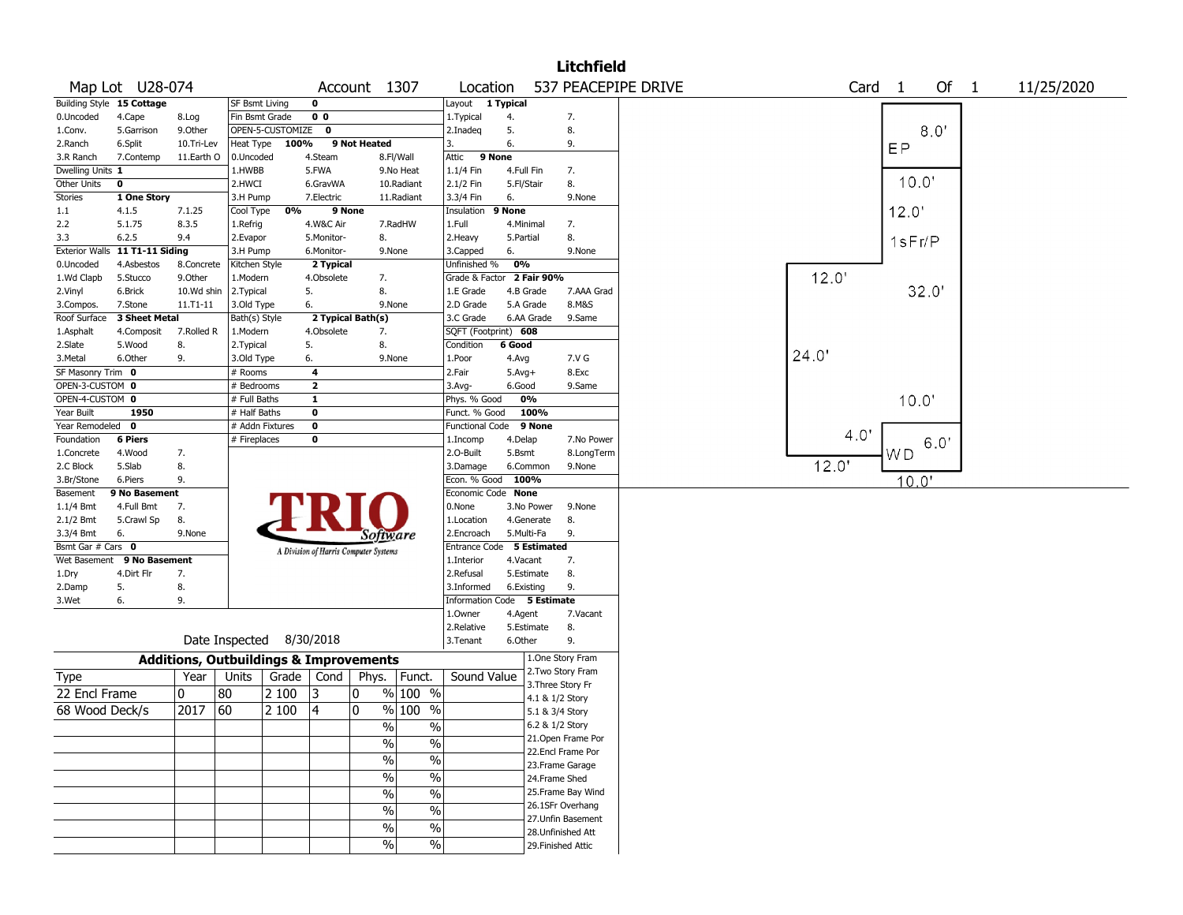# Litchfield

**Map Lot** U28-074 **Account** 1307 **Location** 537 PEACEPIPE DRIVE **Card** 1 **Of** 1 11/25/2020

| Building Style | 15 Cottage | | SF Bsmt Living | 0 | | | Layout | 1 Typical | |
|---|---|---|---|---|---|---|---|---|---|
| 0.Uncoded | 4.Cape | 8.Log | Fin Bsmt Grade | 0 0 | | | 1.Typical | 4. | 7. |
| 1.Conv. | 5.Garrison | 9.Other | OPEN-5-CUSTOMIZE | 0 | | | 2.Inadeq | 5. | 8. |
| 2.Ranch | 6.Split | 10.Tri-Lev | Heat Type | 100% | 9 Not Heated | | 3. | 6. | 9. |
| 3.R Ranch | 7.Contemp | 11.Earth O | 0.Uncoded | 4.Steam | 8.Fl/Wall | | Attic | 9 None | |
| Dwelling Units | 1 | | 1.HWBB | 5.FWA | 9.No Heat | | 1.1/4 Fin | 4.Full Fin | 7. |
| Other Units | 0 | | 2.HWCI | 6.GravWA | 10.Radiant | | 2.1/2 Fin | 5.Fl/Stair | 8. |
| Stories | 1 One Story | | 3.H Pump | 7.Electric | 11.Radiant | | 3.3/4 Fin | 6. | 9.None |
| 1.1 | 4.1.5 | 7.1.25 | Cool Type | 0% | 9 None | | Insulation | 9 None | |
| 2.2 | 5.1.75 | 8.3.5 | 1.Refrig | 4.W&C Air | 7.RadHW | | 1.Full | 4.Minimal | 7. |
| 3.3 | 6.2.5 | 9.4 | 2.Evapor | 5.Monitor- | 8. | | 2.Heavy | 5.Partial | 8. |
| Exterior Walls | 11 T1-11 Siding | | 3.H Pump | 6.Monitor- | 9.None | | 3.Capped | 6. | 9.None |
| 0.Uncoded | 4.Asbestos | 8.Concrete | Kitchen Style | 2 Typical | | | Unfinished % | 0% | |
| 1.Wd Clapb | 5.Stucco | 9.Other | 1.Modern | 4.Obsolete | 7. | | Grade & Factor | 2 Fair 90% | |
| 2.Vinyl | 6.Brick | 10.Wd shin | 2.Typical | 5. | 8. | | 1.E Grade | 4.B Grade | 7.AAA Grad |
| 3.Compos. | 7.Stone | 11.T1-11 | 3.Old Type | 6. | 9.None | | 2.D Grade | 5.A Grade | 8.M&S |
| Roof Surface | 3 Sheet Metal | | Bath(s) Style | 2 Typical Bath(s) | | | 3.C Grade | 6.AA Grade | 9.Same |
| 1.Asphalt | 4.Composit | 7.Rolled R | 1.Modern | 4.Obsolete | 7. | | SQFT (Footprint) | 608 | |
| 2.Slate | 5.Wood | 8. | 2.Typical | 5. | 8. | | Condition | 6 Good | |
| 3.Metal | 6.Other | 9. | 3.Old Type | 6. | 9.None | | 1.Poor | 4.Avg | 7.V G |
| SF Masonry Trim | 0 | | # Rooms | 4 | | | 2.Fair | 5.Avg+ | 8.Exc |
| OPEN-3-CUSTOM | 0 | | # Bedrooms | 2 | | | 3.Avg- | 6.Good | 9.Same |
| OPEN-4-CUSTOM | 0 | | # Full Baths | 1 | | | Phys. % Good | 0% | |
| Year Built | 1950 | | # Half Baths | 0 | | | Funct. % Good | 100% | |
| Year Remodeled | 0 | | # Addn Fixtures | 0 | | | Functional Code | 9 None | |
| Foundation | 6 Piers | | # Fireplaces | 0 | | | 1.Incomp | 4.Delap | 7.No Power |
| 1.Concrete | 4.Wood | 7. | | | | | 2.O-Built | 5.Bsmt | 8.LongTerm |
| 2.C Block | 5.Slab | 8. | | | | | 3.Damage | 6.Common | 9.None |
| 3.Br/Stone | 6.Piers | 9. | | | | | Econ. % Good | 100% | |
| Basement | 9 No Basement | | | | | | Economic Code | None | |
| 1.1/4 Bmt | 4.Full Bmt | 7. | | | | | 0.None | 3.No Power | 9.None |
| 2.1/2 Bmt | 5.Crawl Sp | 8. | | | | | 1.Location | 4.Generate | 8. |
| 3.3/4 Bmt | 6. | 9.None | | | | | 2.Encroach | 5.Multi-Fa | 9. |
| Bsmt Gar # Cars | 0 | | | | | | Entrance Code | 5 Estimated | |
| Wet Basement | 9 No Basement | | | | | | 1.Interior | 4.Vacant | 7. |
| 1.Dry | 4.Dirt Flr | 7. | | | | | 2.Refusal | 5.Estimate | 8. |
| 2.Damp | 5. | 8. | | | | | 3.Informed | 6.Existing | 9. |
| 3.Wet | 6. | 9. | | | | | Information Code | 5 Estimate | |
| | | | | | | | 1.Owner | 4.Agent | 7.Vacant |
| | | | | | | | 2.Relative | 5.Estimate | 8. |
| | | | Date Inspected | 8/30/2018 | | | 3.Tenant | 6.Other | 9. |

TRIO Software — A Division of Harris Computer Systems

## Additions, Outbuildings & Improvements

| Type | Year | Units | Grade | Cond | Phys. | Funct. | Sound Value |
|---|---|---|---|---|---|---|---|
| 22 Encl Frame | 0 | 80 | 2 100 | 3 | 0 % | 100 % | |
| 68 Wood Deck/s | 2017 | 60 | 2 100 | 4 | 0 % | 100 % | |
| | | | | | % | % | |
| | | | | | % | % | |
| | | | | | % | % | |
| | | | | | % | % | |
| | | | | | % | % | |
| | | | | | % | % | |
| | | | | | % | % | |
| | | | | | % | % | |

1.One Story Fram
2.Two Story Fram
3.Three Story Fr
4.1 & 1/2 Story
5.1 & 3/4 Story
6.2 & 1/2 Story
21.Open Frame Por
22.Encl Frame Por
23.Frame Garage
24.Frame Shed
25.Frame Bay Wind
26.1SFr Overhang
27.Unfin Basement
28.Unfinished Att
29.Finished Attic

Sketch: EP 8.0' × 10.0'; 1sFr/P 12.0', 32.0', 12.0', 24.0', 10.0', 4.0', 12.0'; WD 6.0' × 10.0'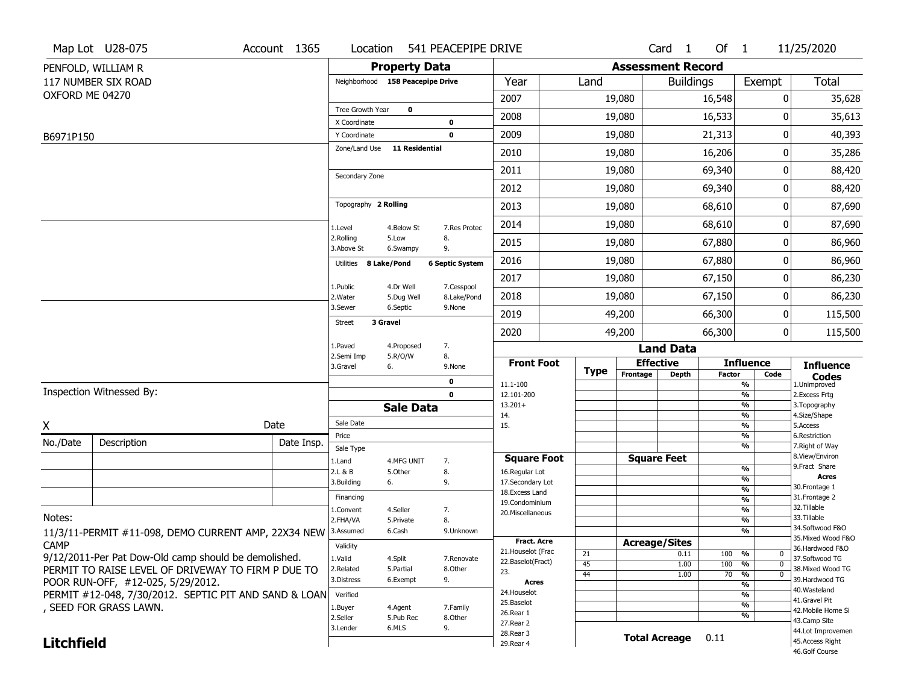Map Lot U28-075 | Account 1365 | Location 541 PEACEPIPE DRIVE | Card 1 Of 1 | 11/25/2020

PENFOLD, WILLIAM R
117 NUMBER SIX ROAD
OXFORD ME 04270

B6971P150

## Property Data

Neighborhood 158 Peacepipe Drive

Tree Growth Year 0
X Coordinate 0
Y Coordinate 0
Zone/Land Use 11 Residential

Secondary Zone

Topography 2 Rolling

| | | |
|---|---|---|
| 1.Level | 4.Below St | 7.Res Protec |
| 2.Rolling | 5.Low | 8. |
| 3.Above St | 6.Swampy | 9. |

Utilities 8 Lake/Pond 6 Septic System

| | | |
|---|---|---|
| 1.Public | 4.Dr Well | 7.Cesspool |
| 2.Water | 5.Dug Well | 8.Lake/Pond |
| 3.Sewer | 6.Septic | 9.None |

Street 3 Gravel

| | | |
|---|---|---|
| 1.Paved | 4.Proposed | 7. |
| 2.Semi Imp | 5.R/O/W | 8. |
| 3.Gravel | 6. | 9.None |

0
0

## Assessment Record

| Year | Land | Buildings | Exempt | Total |
|---|---|---|---|---|
| 2007 | 19,080 | 16,548 | 0 | 35,628 |
| 2008 | 19,080 | 16,533 | 0 | 35,613 |
| 2009 | 19,080 | 21,313 | 0 | 40,393 |
| 2010 | 19,080 | 16,206 | 0 | 35,286 |
| 2011 | 19,080 | 69,340 | 0 | 88,420 |
| 2012 | 19,080 | 69,340 | 0 | 88,420 |
| 2013 | 19,080 | 68,610 | 0 | 87,690 |
| 2014 | 19,080 | 68,610 | 0 | 87,690 |
| 2015 | 19,080 | 67,880 | 0 | 86,960 |
| 2016 | 19,080 | 67,880 | 0 | 86,960 |
| 2017 | 19,080 | 67,150 | 0 | 86,230 |
| 2018 | 19,080 | 67,150 | 0 | 86,230 |
| 2019 | 49,200 | 66,300 | 0 | 115,500 |
| 2020 | 49,200 | 66,300 | 0 | 115,500 |

## Land Data

| Front Foot | Type | Effective Frontage | Effective Depth | Influence Factor | Influence Code |
|---|---|---|---|---|---|
| 11.1-100 | | | | % | |
| 12.101-200 | | | | % | |
| 13.201+ | | | | % | |
| 14. | | | | % | |
| 15. | | | | % | |
| | | | | % | |
| | | | | % | |

| Square Foot | Square Feet | | |
|---|---|---|---|
| 16.Regular Lot | | % | |
| 17.Secondary Lot | | % | |
| 18.Excess Land | | % | |
| 19.Condominium | | % | |
| 20.Miscellaneous | | % | |
| | | % | |
| | | % | |

| Fract. Acre | Type | Acreage/Sites | Factor | Code |
|---|---|---|---|---|
| 21.Houselot (Frac | 21 | 0.11 | 100 % | 0 |
| 22.Baselot(Fract) | 45 | 1.00 | 100 % | 0 |
| 23. | 44 | 1.00 | 70 % | 0 |
| **Acres** | | | % | |
| 24.Houselot | | | % | |
| 25.Baselot | | | % | |
| 26.Rear 1 | | | % | |
| 27.Rear 2 | | | | |
| 28.Rear 3 | | | | |
| 29.Rear 4 | | | | |

Total Acreage 0.11

**Influence Codes**
1.Unimproved
2.Excess Frtg
3.Topography
4.Size/Shape
5.Access
6.Restriction
7.Right of Way
8.View/Environ
9.Fract Share
**Acres**
30.Frontage 1
31.Frontage 2
32.Tillable
33.Tillable
34.Softwood F&O
35.Mixed Wood F&O
36.Hardwood F&O
37.Softwood TG
38.Mixed Wood TG
39.Hardwood TG
40.Wasteland
41.Gravel Pit
42.Mobile Home Si
43.Camp Site
44.Lot Improvemen
45.Access Right
46.Golf Course

## Sale Data

Sale Date
Price
Sale Type

| | | |
|---|---|---|
| 1.Land | 4.MFG UNIT | 7. |
| 2.L & B | 5.Other | 8. |
| 3.Building | 6. | 9. |

Financing

| | | |
|---|---|---|
| 1.Convent | 4.Seller | 7. |
| 2.FHA/VA | 5.Private | 8. |
| 3.Assumed | 6.Cash | 9.Unknown |

Validity

| | | |
|---|---|---|
| 1.Valid | 4.Split | 7.Renovate |
| 2.Related | 5.Partial | 8.Other |
| 3.Distress | 6.Exempt | 9. |

Verified

| | | |
|---|---|---|
| 1.Buyer | 4.Agent | 7.Family |
| 2.Seller | 5.Pub Rec | 8.Other |
| 3.Lender | 6.MLS | 9. |

Inspection Witnessed By:

X Date

| No./Date | Description | Date Insp. |
|---|---|---|
| | | |
| | | |
| | | |

Notes:

11/3/11-PERMIT #11-098, DEMO CURRENT AMP, 22X34 NEW CAMP
9/12/2011-Per Pat Dow-Old camp should be demolished.
PERMIT TO RAISE LEVEL OF DRIVEWAY TO FIRM P DUE TO POOR RUN-OFF, #12-025, 5/29/2012.
PERMIT #12-048, 7/30/2012. SEPTIC PIT AND SAND & LOAN , SEED FOR GRASS LAWN.

**Litchfield**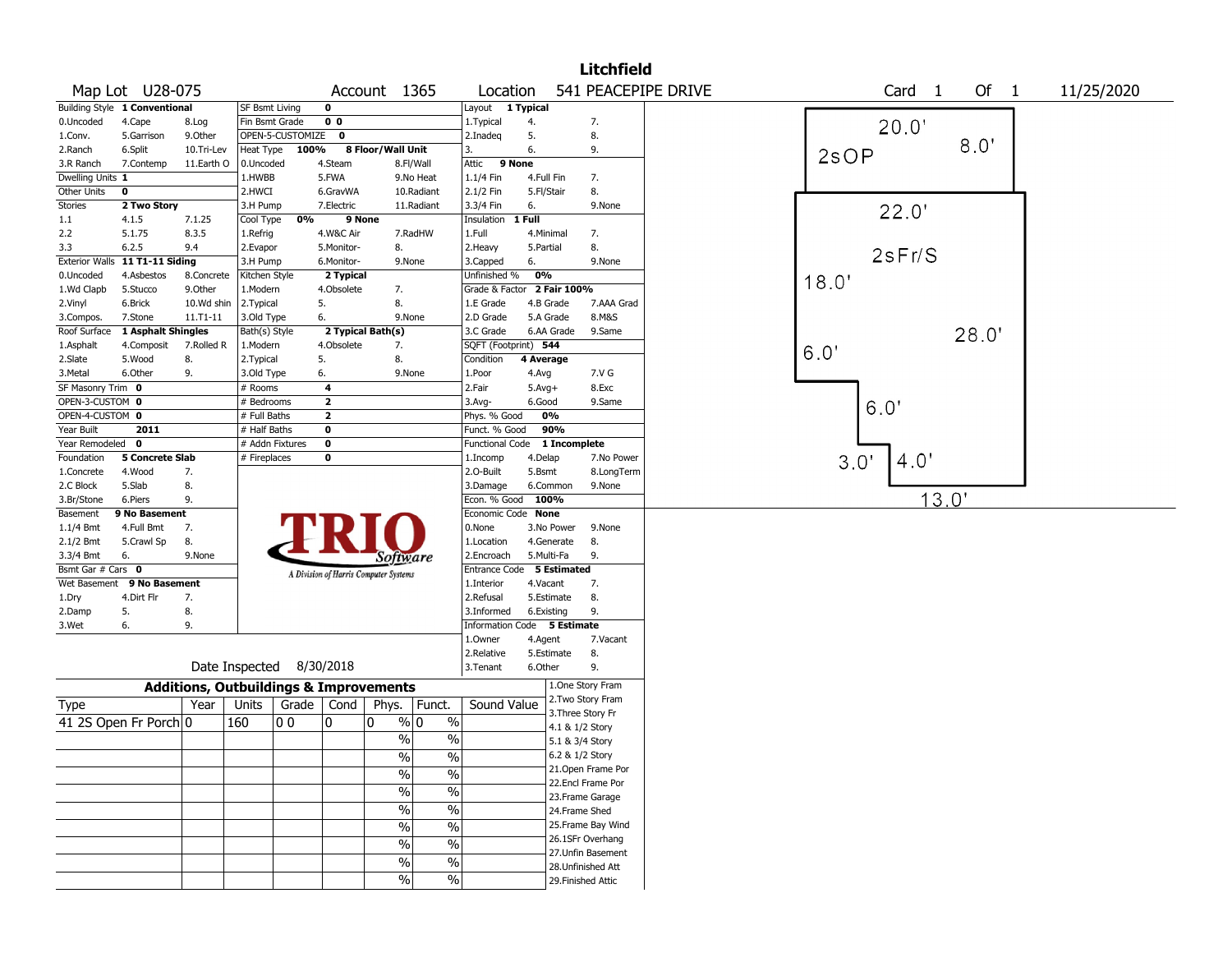# Litchfield

**Map Lot** U28-075 **Account** 1365 **Location** 541 PEACEPIPE DRIVE **Card** 1 **Of** 1 11/25/2020

| | | | | | | | | | | |
|---|---|---|---|---|---|---|---|---|---|---|
| Building Style | 1 Conventional | | SF Bsmt Living | 0 | | | Layout | 1 Typical | | |
| 0.Uncoded | 4.Cape | 8.Log | Fin Bsmt Grade | 0 0 | | | 1.Typical | 4. | 7. | |
| 1.Conv. | 5.Garrison | 9.Other | OPEN-5-CUSTOMIZE | 0 | | | 2.Inadeq | 5. | 8. | |
| 2.Ranch | 6.Split | 10.Tri-Lev | Heat Type | 100% | 8 Floor/Wall Unit | | 3. | 6. | 9. | |
| 3.R Ranch | 7.Contemp | 11.Earth O | 0.Uncoded | 4.Steam | 8.Fl/Wall | | Attic | 9 None | | |
| Dwelling Units | 1 | | 1.HWBB | 5.FWA | 9.No Heat | | 1.1/4 Fin | 4.Full Fin | 7. | |
| Other Units | 0 | | 2.HWCI | 6.GravWA | 10.Radiant | | 2.1/2 Fin | 5.Fl/Stair | 8. | |
| Stories | 2 Two Story | | 3.H Pump | 7.Electric | 11.Radiant | | 3.3/4 Fin | 6. | 9.None | |
| 1.1 | 4.1.5 | 7.1.25 | Cool Type | 0% | 9 None | | Insulation | 1 Full | | |
| 2.2 | 5.1.75 | 8.3.5 | 1.Refrig | 4.W&C Air | 7.RadHW | | 1.Full | 4.Minimal | 7. | |
| 3.3 | 6.2.5 | 9.4 | 2.Evapor | 5.Monitor- | 8. | | 2.Heavy | 5.Partial | 8. | |
| Exterior Walls | 11 T1-11 Siding | | 3.H Pump | 6.Monitor- | 9.None | | 3.Capped | 6. | 9.None | |
| 0.Uncoded | 4.Asbestos | 8.Concrete | Kitchen Style | 2 Typical | | | Unfinished % | 0% | | |
| 1.Wd Clapb | 5.Stucco | 9.Other | 1.Modern | 4.Obsolete | 7. | | Grade & Factor | 2 Fair 100% | | |
| 2.Vinyl | 6.Brick | 10.Wd shin | 2.Typical | 5. | 8. | | 1.E Grade | 4.B Grade | 7.AAA Grad | |
| 3.Compos. | 7.Stone | 11.T1-11 | 3.Old Type | 6. | 9.None | | 2.D Grade | 5.A Grade | 8.M&S | |
| Roof Surface | 1 Asphalt Shingles | | Bath(s) Style | 2 Typical Bath(s) | | | 3.C Grade | 6.AA Grade | 9.Same | |
| 1.Asphalt | 4.Composit | 7.Rolled R | 1.Modern | 4.Obsolete | 7. | | SQFT (Footprint) | 544 | | |
| 2.Slate | 5.Wood | 8. | 2.Typical | 5. | 8. | | Condition | 4 Average | | |
| 3.Metal | 6.Other | 9. | 3.Old Type | 6. | 9.None | | 1.Poor | 4.Avg | 7.V G | |
| SF Masonry Trim | 0 | | # Rooms | 4 | | | 2.Fair | 5.Avg+ | 8.Exc | |
| OPEN-3-CUSTOM | 0 | | # Bedrooms | 2 | | | 3.Avg- | 6.Good | 9.Same | |
| OPEN-4-CUSTOM | 0 | | # Full Baths | 2 | | | Phys. % Good | 0% | | |
| Year Built | 2011 | | # Half Baths | 0 | | | Funct. % Good | 90% | | |
| Year Remodeled | 0 | | # Addn Fixtures | 0 | | | Functional Code | 1 Incomplete | | |
| Foundation | 5 Concrete Slab | | # Fireplaces | 0 | | | 1.Incomp | 4.Delap | 7.No Power | |
| 1.Concrete | 4.Wood | 7. | | | | | 2.O-Built | 5.Bsmt | 8.LongTerm | |
| 2.C Block | 5.Slab | 8. | | | | | 3.Damage | 6.Common | 9.None | |
| 3.Br/Stone | 6.Piers | 9. | | | | | Econ. % Good | 100% | | |
| Basement | 9 No Basement | | | | | | Economic Code | None | | |
| 1.1/4 Bmt | 4.Full Bmt | 7. | | | | | 0.None | 3.No Power | 9.None | |
| 2.1/2 Bmt | 5.Crawl Sp | 8. | | | | | 1.Location | 4.Generate | 8. | |
| 3.3/4 Bmt | 6. | 9.None | | | | | 2.Encroach | 5.Multi-Fa | 9. | |
| Bsmt Gar # Cars | 0 | | | | | | Entrance Code | 5 Estimated | | |
| Wet Basement | 9 No Basement | | | | | | 1.Interior | 4.Vacant | 7. | |
| 1.Dry | 4.Dirt Flr | 7. | | | | | 2.Refusal | 5.Estimate | 8. | |
| 2.Damp | 5. | 8. | | | | | 3.Informed | 6.Existing | 9. | |
| 3.Wet | 6. | 9. | | | | | Information Code | 5 Estimate | | |
| | | | | | | | 1.Owner | 4.Agent | 7.Vacant | |
| | | | | | | | 2.Relative | 5.Estimate | 8. | |
| | | | Date Inspected | 8/30/2018 | | | 3.Tenant | 6.Other | 9. | |

TRIO Software — A Division of Harris Computer Systems

## Additions, Outbuildings & Improvements

| Type | Year | Units | Grade | Cond | Phys. | Funct. | Sound Value |
|---|---|---|---|---|---|---|---|
| 41 2S Open Fr Porch | 0 | 160 | 0 0 | 0 | 0 % | 0 % | |
| | | | | | % | % | |
| | | | | | % | % | |
| | | | | | % | % | |
| | | | | | % | % | |
| | | | | | % | % | |
| | | | | | % | % | |
| | | | | | % | % | |
| | | | | | % | % | |

1.One Story Fram
2.Two Story Fram
3.Three Story Fr
4.1 & 1/2 Story
5.1 & 3/4 Story
6.2 & 1/2 Story
21.Open Frame Por
22.Encl Frame Por
23.Frame Garage
24.Frame Shed
25.Frame Bay Wind
26.1SFr Overhang
27.Unfin Basement
28.Unfinished Att
29.Finished Attic

2sOP 20.0' 8.0'
2sFr/S 22.0' 18.0' 28.0' 6.0' 6.0' 3.0' 4.0' 13.0'